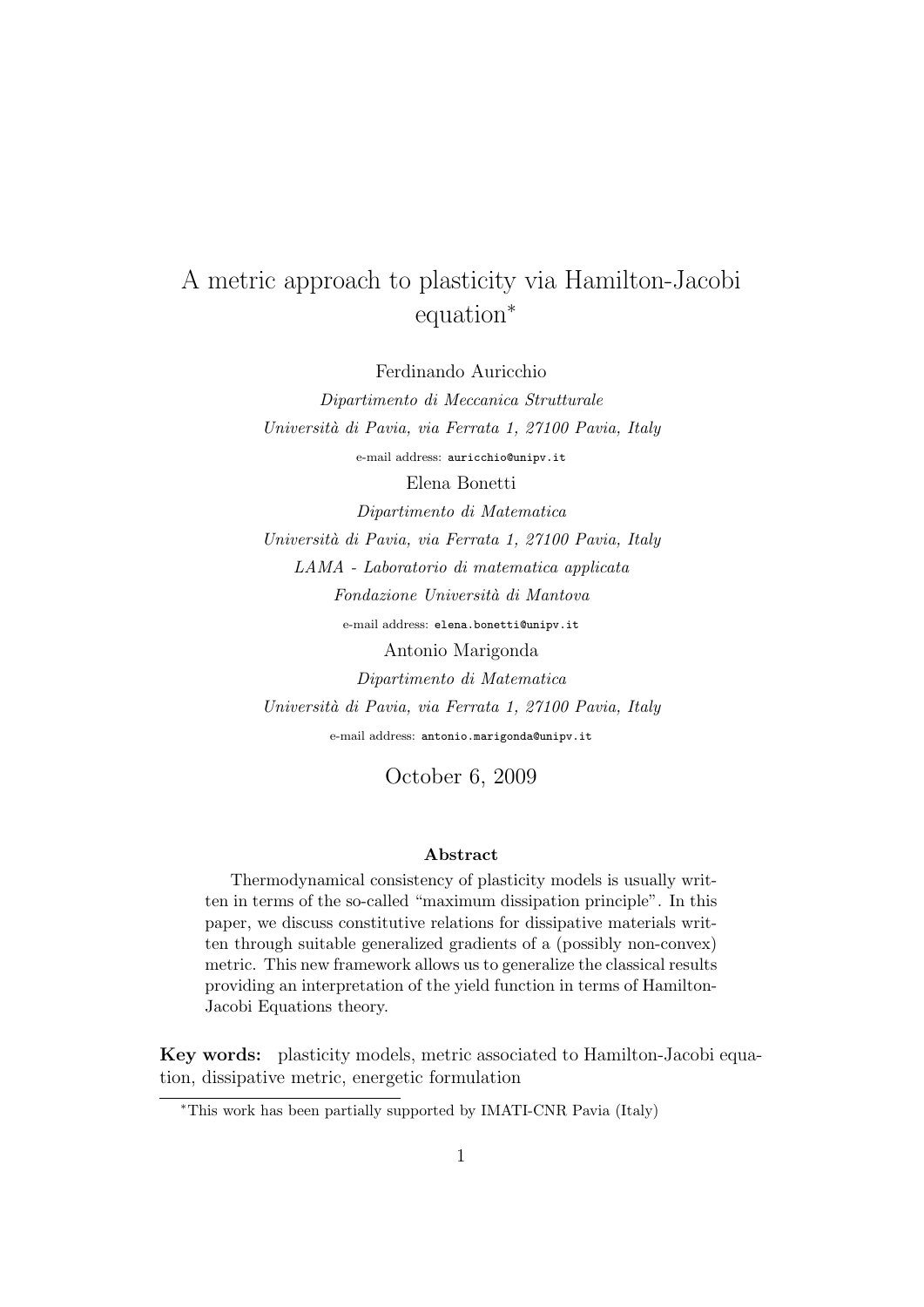# A metric approach to plasticity via Hamilton-Jacobi equation*

Ferdinando Auricchio

*Dipartimento di Meccanica Strutturale*

*Università di Pavia, via Ferrata 1, 27100 Pavia, Italy*

e-mail address: `auricchio@unipv.it`

Elena Bonetti

*Dipartimento di Matematica*

*Università di Pavia, via Ferrata 1, 27100 Pavia, Italy*

*LAMA - Laboratorio di matematica applicata*

*Fondazione Università di Mantova*

e-mail address: `elena.bonetti@unipv.it`

Antonio Marigonda

*Dipartimento di Matematica*

*Università di Pavia, via Ferrata 1, 27100 Pavia, Italy*

e-mail address: `antonio.marigonda@unipv.it`

October 6, 2009

### Abstract

Thermodynamical consistency of plasticity models is usually written in terms of the so-called "maximum dissipation principle". In this paper, we discuss constitutive relations for dissipative materials written through suitable generalized gradients of a (possibly non-convex) metric. This new framework allows us to generalize the classical results providing an interpretation of the yield function in terms of Hamilton-Jacobi Equations theory.

**Key words:** plasticity models, metric associated to Hamilton-Jacobi equation, dissipative metric, energetic formulation

*This work has been partially supported by IMATI-CNR Pavia (Italy)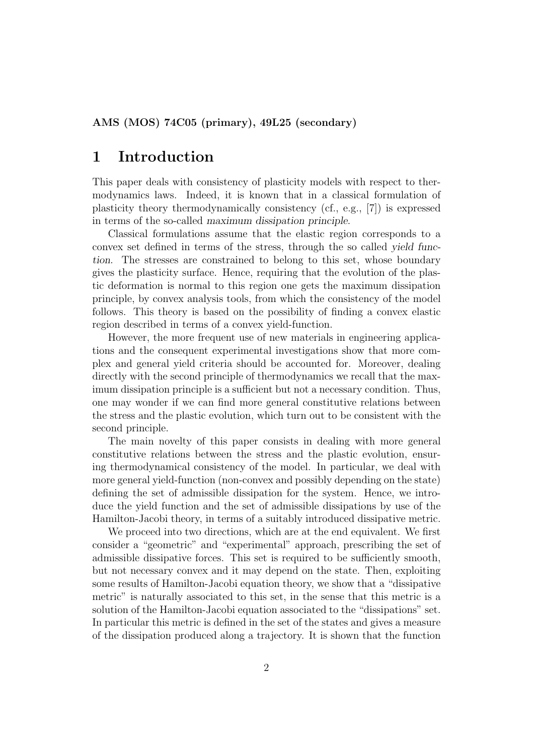**AMS (MOS) 74C05 (primary), 49L25 (secondary)**

# 1 Introduction

This paper deals with consistency of plasticity models with respect to thermodynamics laws. Indeed, it is known that in a classical formulation of plasticity theory thermodynamically consistency (cf., e.g., [7]) is expressed in terms of the so-called *maximum dissipation principle*.

Classical formulations assume that the elastic region corresponds to a convex set defined in terms of the stress, through the so called *yield function*. The stresses are constrained to belong to this set, whose boundary gives the plasticity surface. Hence, requiring that the evolution of the plastic deformation is normal to this region one gets the maximum dissipation principle, by convex analysis tools, from which the consistency of the model follows. This theory is based on the possibility of finding a convex elastic region described in terms of a convex yield-function.

However, the more frequent use of new materials in engineering applications and the consequent experimental investigations show that more complex and general yield criteria should be accounted for. Moreover, dealing directly with the second principle of thermodynamics we recall that the maximum dissipation principle is a sufficient but not a necessary condition. Thus, one may wonder if we can find more general constitutive relations between the stress and the plastic evolution, which turn out to be consistent with the second principle.

The main novelty of this paper consists in dealing with more general constitutive relations between the stress and the plastic evolution, ensuring thermodynamical consistency of the model. In particular, we deal with more general yield-function (non-convex and possibly depending on the state) defining the set of admissible dissipation for the system. Hence, we introduce the yield function and the set of admissible dissipations by use of the Hamilton-Jacobi theory, in terms of a suitably introduced dissipative metric.

We proceed into two directions, which are at the end equivalent. We first consider a "geometric" and "experimental" approach, prescribing the set of admissible dissipative forces. This set is required to be sufficiently smooth, but not necessary convex and it may depend on the state. Then, exploiting some results of Hamilton-Jacobi equation theory, we show that a "dissipative metric" is naturally associated to this set, in the sense that this metric is a solution of the Hamilton-Jacobi equation associated to the "dissipations" set. In particular this metric is defined in the set of the states and gives a measure of the dissipation produced along a trajectory. It is shown that the function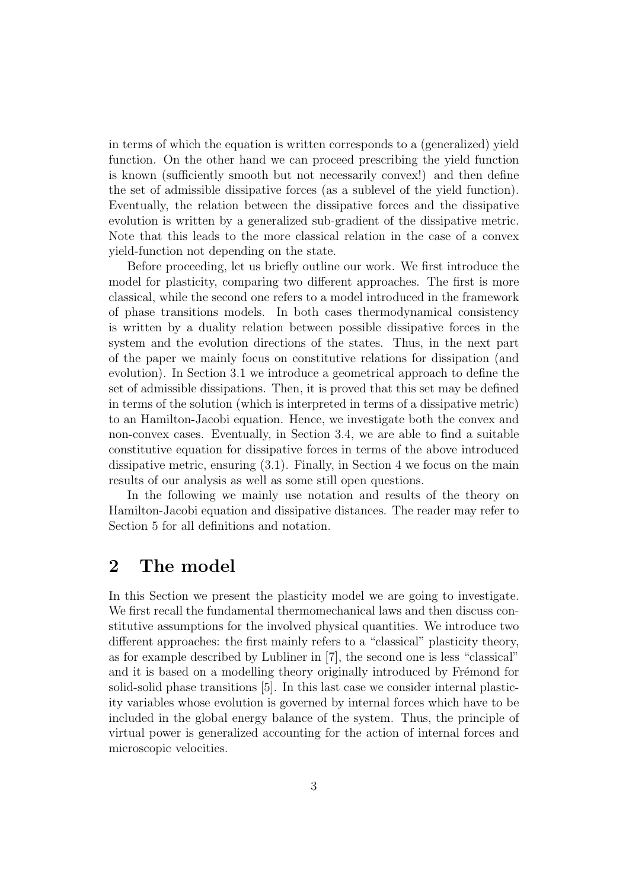in terms of which the equation is written corresponds to a (generalized) yield function. On the other hand we can proceed prescribing the yield function is known (sufficiently smooth but not necessarily convex!) and then define the set of admissible dissipative forces (as a sublevel of the yield function). Eventually, the relation between the dissipative forces and the dissipative evolution is written by a generalized sub-gradient of the dissipative metric. Note that this leads to the more classical relation in the case of a convex yield-function not depending on the state.

Before proceeding, let us briefly outline our work. We first introduce the model for plasticity, comparing two different approaches. The first is more classical, while the second one refers to a model introduced in the framework of phase transitions models. In both cases thermodynamical consistency is written by a duality relation between possible dissipative forces in the system and the evolution directions of the states. Thus, in the next part of the paper we mainly focus on constitutive relations for dissipation (and evolution). In Section 3.1 we introduce a geometrical approach to define the set of admissible dissipations. Then, it is proved that this set may be defined in terms of the solution (which is interpreted in terms of a dissipative metric) to an Hamilton-Jacobi equation. Hence, we investigate both the convex and non-convex cases. Eventually, in Section 3.4, we are able to find a suitable constitutive equation for dissipative forces in terms of the above introduced dissipative metric, ensuring (3.1). Finally, in Section 4 we focus on the main results of our analysis as well as some still open questions.

In the following we mainly use notation and results of the theory on Hamilton-Jacobi equation and dissipative distances. The reader may refer to Section 5 for all definitions and notation.

## 2 The model

In this Section we present the plasticity model we are going to investigate. We first recall the fundamental thermomechanical laws and then discuss constitutive assumptions for the involved physical quantities. We introduce two different approaches: the first mainly refers to a "classical" plasticity theory, as for example described by Lubliner in [7], the second one is less "classical" and it is based on a modelling theory originally introduced by Frémond for solid-solid phase transitions [5]. In this last case we consider internal plasticity variables whose evolution is governed by internal forces which have to be included in the global energy balance of the system. Thus, the principle of virtual power is generalized accounting for the action of internal forces and microscopic velocities.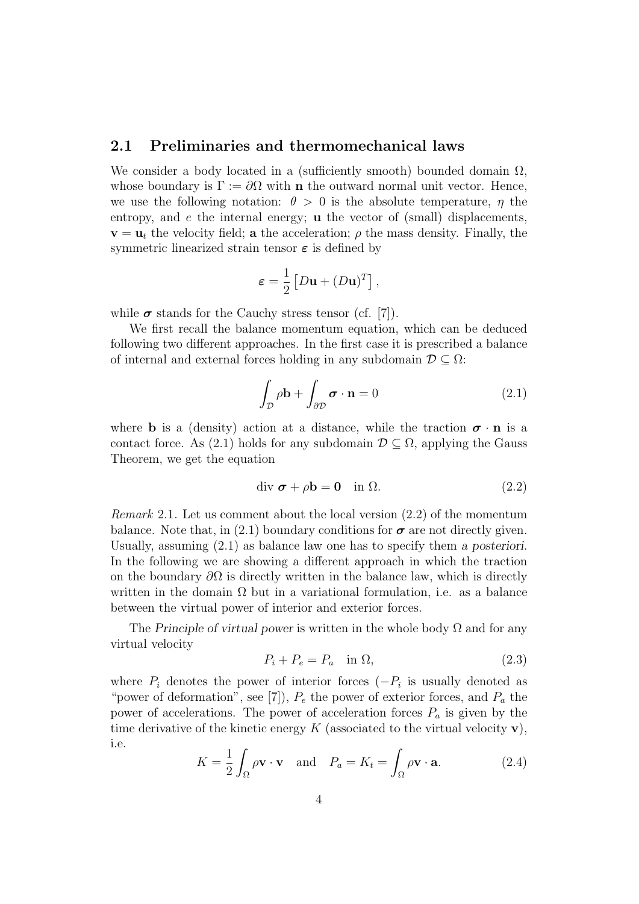### 2.1 Preliminaries and thermomechanical laws

We consider a body located in a (sufficiently smooth) bounded domain $\Omega$, whose boundary is $\Gamma := \partial\Omega$ with $\mathbf{n}$ the outward normal unit vector. Hence, we use the following notation: $\theta > 0$ is the absolute temperature, $\eta$ the entropy, and $e$ the internal energy; $\mathbf{u}$ the vector of (small) displacements, $\mathbf{v} = \mathbf{u}_t$ the velocity field; $\mathbf{a}$ the acceleration; $\rho$ the mass density. Finally, the symmetric linearized strain tensor $\boldsymbol{\varepsilon}$ is defined by

$$\boldsymbol{\varepsilon} = \frac{1}{2}\left[D\mathbf{u} + (D\mathbf{u})^T\right],$$

while $\boldsymbol{\sigma}$ stands for the Cauchy stress tensor (cf. [7]).

We first recall the balance momentum equation, which can be deduced following two different approaches. In the first case it is prescribed a balance of internal and external forces holding in any subdomain $\mathcal{D} \subseteq \Omega$:

$$\int_{\mathcal{D}} \rho\mathbf{b} + \int_{\partial\mathcal{D}} \boldsymbol{\sigma}\cdot\mathbf{n} = 0 \tag{2.1}$$

where $\mathbf{b}$ is a (density) action at a distance, while the traction $\boldsymbol{\sigma}\cdot\mathbf{n}$ is a contact force. As (2.1) holds for any subdomain $\mathcal{D} \subseteq \Omega$, applying the Gauss Theorem, we get the equation

$$\operatorname{div}\boldsymbol{\sigma} + \rho\mathbf{b} = \mathbf{0} \quad \text{in } \Omega. \tag{2.2}$$

*Remark* 2.1. Let us comment about the local version (2.2) of the momentum balance. Note that, in (2.1) boundary conditions for $\boldsymbol{\sigma}$ are not directly given. Usually, assuming (2.1) as balance law one has to specify them *a posteriori*. In the following we are showing a different approach in which the traction on the boundary $\partial\Omega$ is directly written in the balance law, which is directly written in the domain $\Omega$ but in a variational formulation, i.e. as a balance between the virtual power of interior and exterior forces.

The *Principle of virtual power* is written in the whole body $\Omega$ and for any virtual velocity

$$P_i + P_e = P_a \quad \text{in } \Omega, \tag{2.3}$$

where $P_i$ denotes the power of interior forces ($-P_i$ is usually denoted as "power of deformation", see [7]), $P_e$ the power of exterior forces, and $P_a$ the power of accelerations. The power of acceleration forces $P_a$ is given by the time derivative of the kinetic energy $K$ (associated to the virtual velocity $\mathbf{v}$), i.e.

$$K = \frac{1}{2}\int_{\Omega} \rho\mathbf{v}\cdot\mathbf{v} \quad \text{and} \quad P_a = K_t = \int_{\Omega} \rho\mathbf{v}\cdot\mathbf{a}. \tag{2.4}$$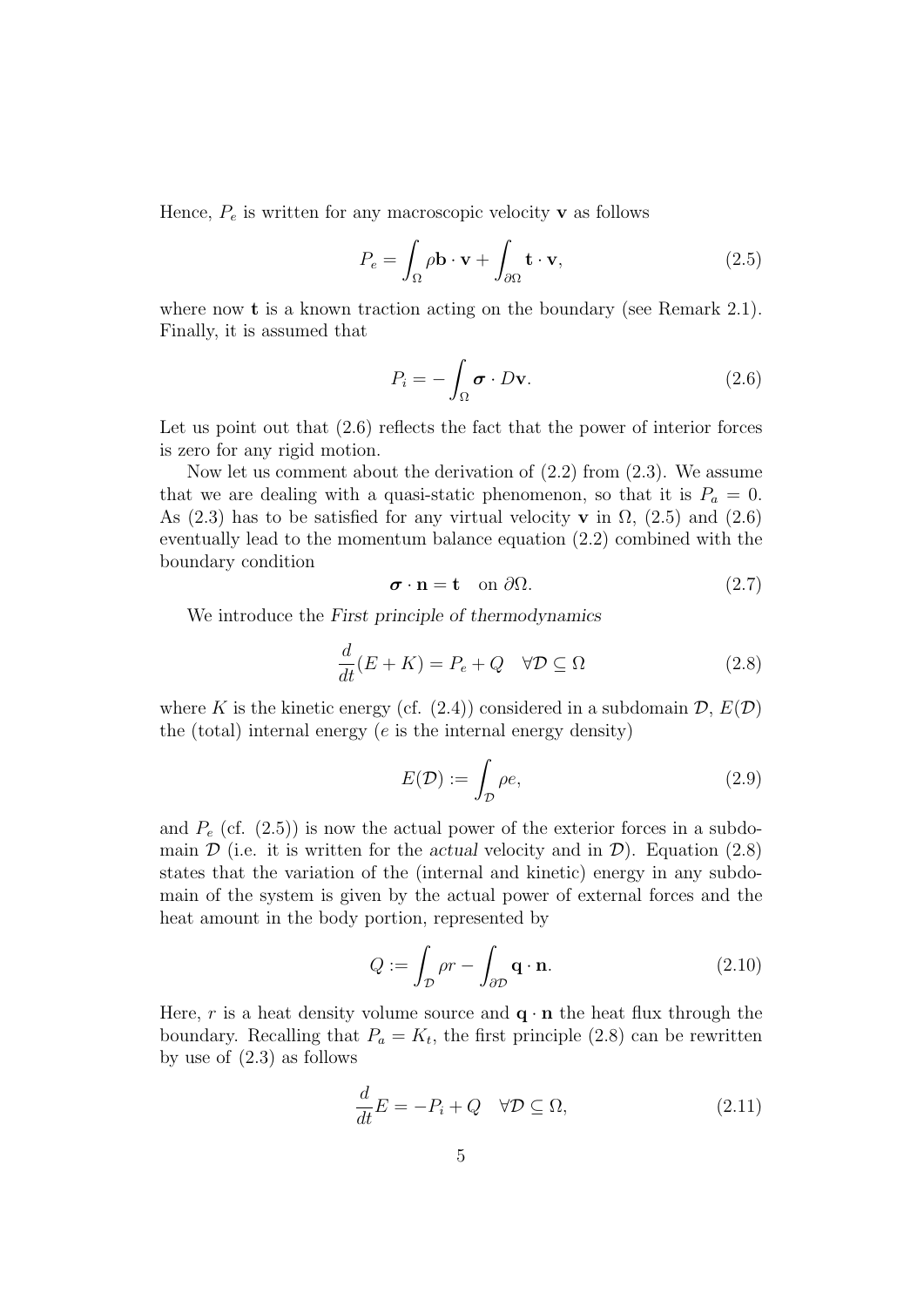Hence, $P_e$ is written for any macroscopic velocity $\mathbf{v}$ as follows

$$P_e = \int_\Omega \rho \mathbf{b} \cdot \mathbf{v} + \int_{\partial\Omega} \mathbf{t} \cdot \mathbf{v}, \tag{2.5}$$

where now $\mathbf{t}$ is a known traction acting on the boundary (see Remark 2.1). Finally, it is assumed that

$$P_i = -\int_\Omega \boldsymbol{\sigma} \cdot D\mathbf{v}. \tag{2.6}$$

Let us point out that (2.6) reflects the fact that the power of interior forces is zero for any rigid motion.

Now let us comment about the derivation of (2.2) from (2.3). We assume that we are dealing with a quasi-static phenomenon, so that it is $P_a = 0$. As (2.3) has to be satisfied for any virtual velocity $\mathbf{v}$ in $\Omega$, (2.5) and (2.6) eventually lead to the momentum balance equation (2.2) combined with the boundary condition

$$\boldsymbol{\sigma} \cdot \mathbf{n} = \mathbf{t} \quad \text{on } \partial\Omega. \tag{2.7}$$

We introduce the *First principle of thermodynamics*

$$\frac{d}{dt}(E + K) = P_e + Q \quad \forall \mathcal{D} \subseteq \Omega \tag{2.8}$$

where $K$ is the kinetic energy (cf. (2.4)) considered in a subdomain $\mathcal{D}$, $E(\mathcal{D})$ the (total) internal energy ($e$ is the internal energy density)

$$E(\mathcal{D}) := \int_\mathcal{D} \rho e, \tag{2.9}$$

and $P_e$ (cf. (2.5)) is now the actual power of the exterior forces in a subdomain $\mathcal{D}$ (i.e. it is written for the *actual* velocity and in $\mathcal{D}$). Equation (2.8) states that the variation of the (internal and kinetic) energy in any subdomain of the system is given by the actual power of external forces and the heat amount in the body portion, represented by

$$Q := \int_\mathcal{D} \rho r - \int_{\partial\mathcal{D}} \mathbf{q} \cdot \mathbf{n}. \tag{2.10}$$

Here, $r$ is a heat density volume source and $\mathbf{q} \cdot \mathbf{n}$ the heat flux through the boundary. Recalling that $P_a = K_t$, the first principle (2.8) can be rewritten by use of (2.3) as follows

$$\frac{d}{dt}E = -P_i + Q \quad \forall \mathcal{D} \subseteq \Omega, \tag{2.11}$$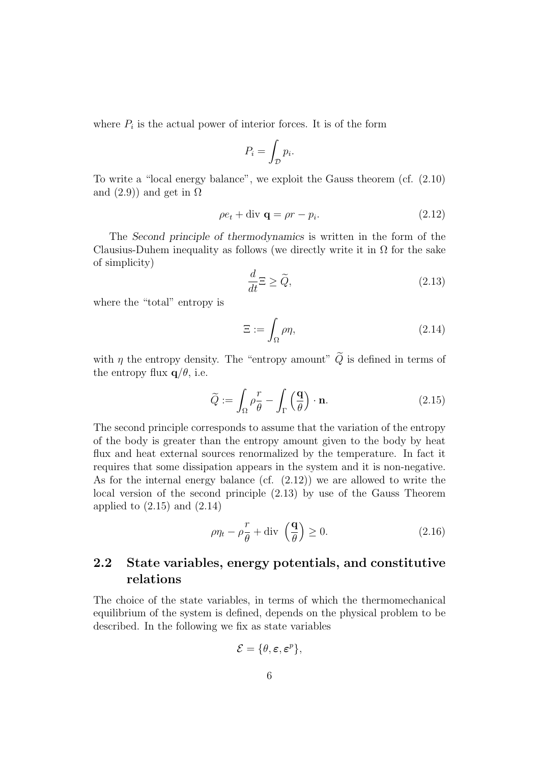where $P_i$ is the actual power of interior forces. It is of the form

$$P_i = \int_{\mathcal{D}} p_i.$$

To write a "local energy balance", we exploit the Gauss theorem (cf. (2.10) and (2.9)) and get in $\Omega$

$$\rho e_t + \text{div } \mathbf{q} = \rho r - p_i. \tag{2.12}$$

The *Second principle of thermodynamics* is written in the form of the Clausius-Duhem inequality as follows (we directly write it in $\Omega$ for the sake of simplicity)

$$\frac{d}{dt}\Xi \geq \widetilde{Q}, \tag{2.13}$$

where the "total" entropy is

$$\Xi := \int_{\Omega} \rho \eta, \tag{2.14}$$

with $\eta$ the entropy density. The "entropy amount" $\widetilde{Q}$ is defined in terms of the entropy flux $\mathbf{q}/\theta$, i.e.

$$\widetilde{Q} := \int_{\Omega} \rho \frac{r}{\theta} - \int_{\Gamma} \left( \frac{\mathbf{q}}{\theta} \right) \cdot \mathbf{n}. \tag{2.15}$$

The second principle corresponds to assume that the variation of the entropy of the body is greater than the entropy amount given to the body by heat flux and heat external sources renormalized by the temperature. In fact it requires that some dissipation appears in the system and it is non-negative. As for the internal energy balance (cf. (2.12)) we are allowed to write the local version of the second principle (2.13) by use of the Gauss Theorem applied to (2.15) and (2.14)

$$\rho \eta_t - \rho \frac{r}{\theta} + \text{div } \left( \frac{\mathbf{q}}{\theta} \right) \geq 0. \tag{2.16}$$

## 2.2 State variables, energy potentials, and constitutive relations

The choice of the state variables, in terms of which the thermomechanical equilibrium of the system is defined, depends on the physical problem to be described. In the following we fix as state variables

$$\mathcal{E} = \{\theta, \boldsymbol{\varepsilon}, \boldsymbol{\varepsilon}^p\},$$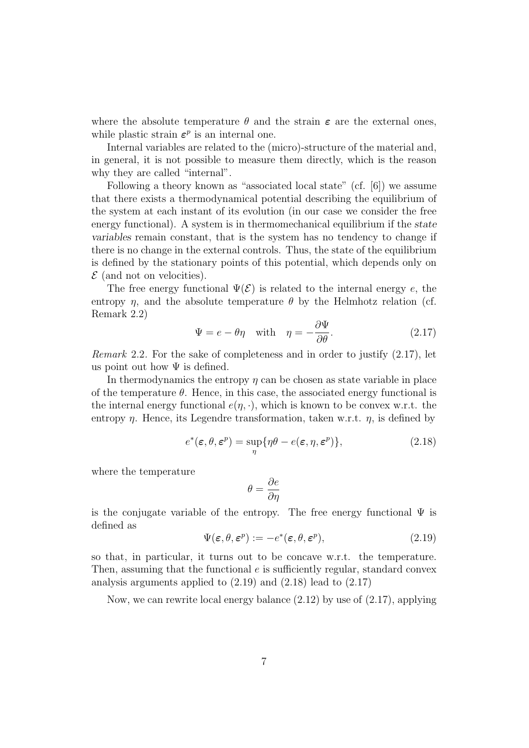where the absolute temperature $\theta$ and the strain $\boldsymbol{\varepsilon}$ are the external ones, while plastic strain $\boldsymbol{\varepsilon}^p$ is an internal one.

Internal variables are related to the (micro)-structure of the material and, in general, it is not possible to measure them directly, which is the reason why they are called "internal".

Following a theory known as "associated local state" (cf. [6]) we assume that there exists a thermodynamical potential describing the equilibrium of the system at each instant of its evolution (in our case we consider the free energy functional). A system is in thermomechanical equilibrium if the *state variables* remain constant, that is the system has no tendency to change if there is no change in the external controls. Thus, the state of the equilibrium is defined by the stationary points of this potential, which depends only on $\mathcal{E}$ (and not on velocities).

The free energy functional $\Psi(\mathcal{E})$ is related to the internal energy $e$, the entropy $\eta$, and the absolute temperature $\theta$ by the Helmhotz relation (cf. Remark 2.2)

$$\Psi = e - \theta\eta \quad \text{with} \quad \eta = -\frac{\partial \Psi}{\partial \theta}. \tag{2.17}$$

*Remark* 2.2. For the sake of completeness and in order to justify (2.17), let us point out how $\Psi$ is defined.

In thermodynamics the entropy $\eta$ can be chosen as state variable in place of the temperature $\theta$. Hence, in this case, the associated energy functional is the internal energy functional $e(\eta, \cdot)$, which is known to be convex w.r.t. the entropy $\eta$. Hence, its Legendre transformation, taken w.r.t. $\eta$, is defined by

$$e^*(\boldsymbol{\varepsilon}, \theta, \boldsymbol{\varepsilon}^p) = \sup_{\eta} \{\eta\theta - e(\boldsymbol{\varepsilon}, \eta, \boldsymbol{\varepsilon}^p)\}, \tag{2.18}$$

where the temperature

$$\theta = \frac{\partial e}{\partial \eta}$$

is the conjugate variable of the entropy. The free energy functional $\Psi$ is defined as

$$\Psi(\boldsymbol{\varepsilon}, \theta, \boldsymbol{\varepsilon}^p) := -e^*(\boldsymbol{\varepsilon}, \theta, \boldsymbol{\varepsilon}^p), \tag{2.19}$$

so that, in particular, it turns out to be concave w.r.t. the temperature. Then, assuming that the functional $e$ is sufficiently regular, standard convex analysis arguments applied to (2.19) and (2.18) lead to (2.17)

Now, we can rewrite local energy balance (2.12) by use of (2.17), applying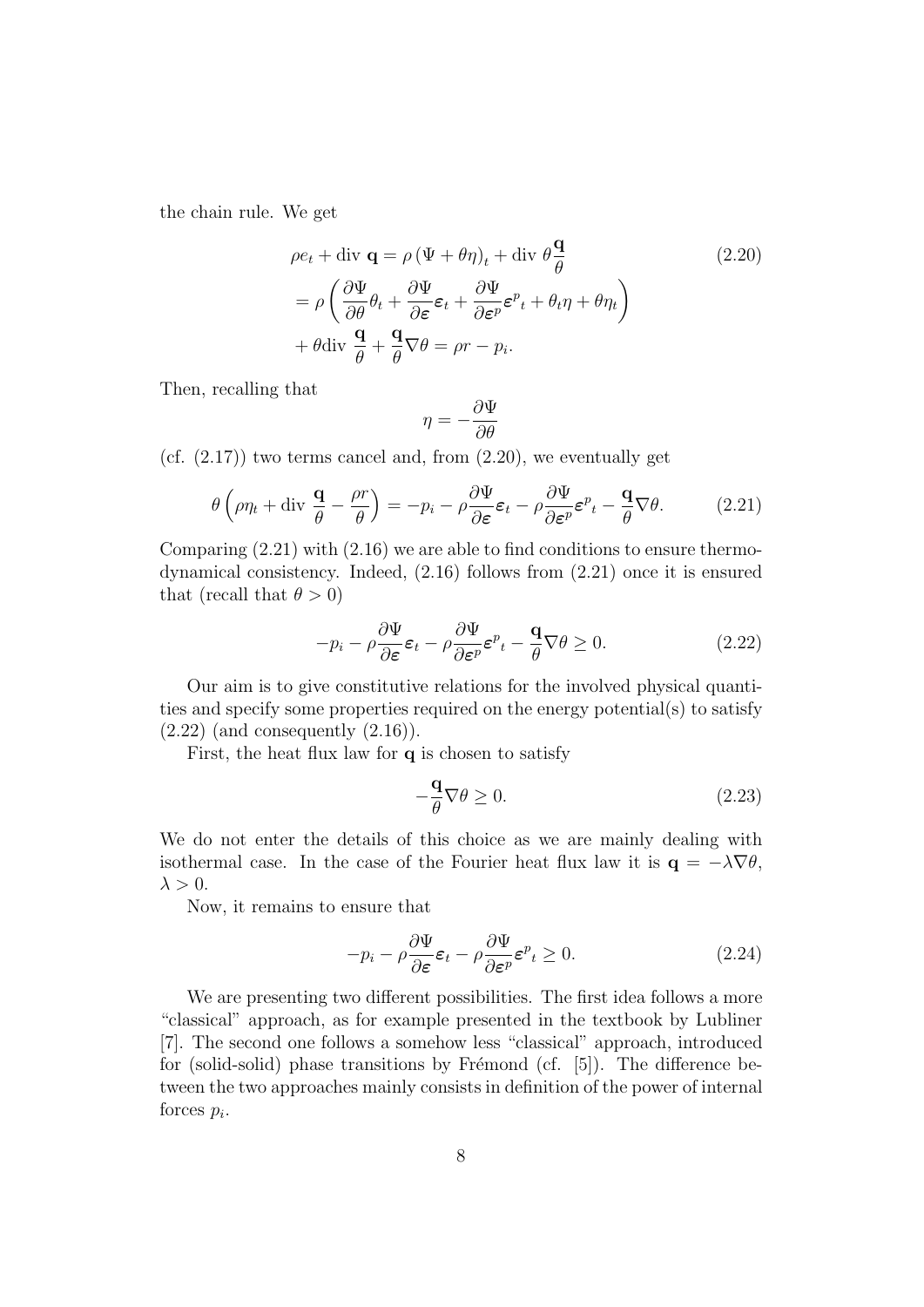the chain rule. We get

$$
\begin{aligned}
&\rho e_t + \text{div }\mathbf{q} = \rho\left(\Psi + \theta\eta\right)_t + \text{div }\theta\frac{\mathbf{q}}{\theta} \\
&= \rho\left(\frac{\partial \Psi}{\partial \theta}\theta_t + \frac{\partial \Psi}{\partial \boldsymbol{\varepsilon}}\boldsymbol{\varepsilon}_t + \frac{\partial \Psi}{\partial \boldsymbol{\varepsilon}^p}{\boldsymbol{\varepsilon}^p}_t + \theta_t\eta + \theta\eta_t\right) \\
&+ \theta\text{div }\frac{\mathbf{q}}{\theta} + \frac{\mathbf{q}}{\theta}\nabla\theta = \rho r - p_i.
\end{aligned} \tag{2.20}
$$

Then, recalling that

$$
\eta = -\frac{\partial \Psi}{\partial \theta}
$$

(cf. (2.17)) two terms cancel and, from (2.20), we eventually get

$$
\theta\left(\rho\eta_t + \text{div }\frac{\mathbf{q}}{\theta} - \frac{\rho r}{\theta}\right) = -p_i - \rho\frac{\partial \Psi}{\partial \boldsymbol{\varepsilon}}\boldsymbol{\varepsilon}_t - \rho\frac{\partial \Psi}{\partial \boldsymbol{\varepsilon}^p}{\boldsymbol{\varepsilon}^p}_t - \frac{\mathbf{q}}{\theta}\nabla\theta. \tag{2.21}
$$

Comparing (2.21) with (2.16) we are able to find conditions to ensure thermodynamical consistency. Indeed, (2.16) follows from (2.21) once it is ensured that (recall that $\theta > 0$)

$$
-p_i - \rho\frac{\partial \Psi}{\partial \boldsymbol{\varepsilon}}\boldsymbol{\varepsilon}_t - \rho\frac{\partial \Psi}{\partial \boldsymbol{\varepsilon}^p}{\boldsymbol{\varepsilon}^p}_t - \frac{\mathbf{q}}{\theta}\nabla\theta \geq 0. \tag{2.22}
$$

Our aim is to give constitutive relations for the involved physical quantities and specify some properties required on the energy potential(s) to satisfy (2.22) (and consequently (2.16)).

First, the heat flux law for $\mathbf{q}$ is chosen to satisfy

$$
-\frac{\mathbf{q}}{\theta}\nabla\theta \geq 0. \tag{2.23}
$$

We do not enter the details of this choice as we are mainly dealing with isothermal case. In the case of the Fourier heat flux law it is $\mathbf{q} = -\lambda\nabla\theta$, $\lambda > 0$.

Now, it remains to ensure that

$$
-p_i - \rho\frac{\partial \Psi}{\partial \boldsymbol{\varepsilon}}\boldsymbol{\varepsilon}_t - \rho\frac{\partial \Psi}{\partial \boldsymbol{\varepsilon}^p}{\boldsymbol{\varepsilon}^p}_t \geq 0. \tag{2.24}
$$

We are presenting two different possibilities. The first idea follows a more "classical" approach, as for example presented in the textbook by Lubliner [7]. The second one follows a somehow less "classical" approach, introduced for (solid-solid) phase transitions by Frémond (cf. [5]). The difference between the two approaches mainly consists in definition of the power of internal forces $p_i$.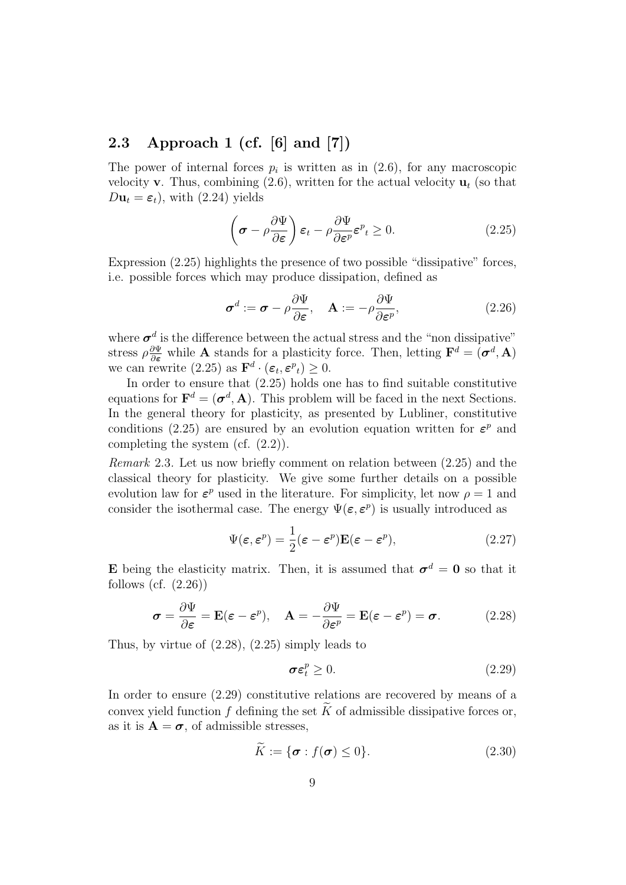## 2.3 Approach 1 (cf. [6] and [7])

The power of internal forces $p_i$ is written as in (2.6), for any macroscopic velocity $\mathbf{v}$. Thus, combining (2.6), written for the actual velocity $\mathbf{u}_t$ (so that $D\mathbf{u}_t = \boldsymbol{\varepsilon}_t$), with (2.24) yields

$$\left(\boldsymbol{\sigma} - \rho\frac{\partial\Psi}{\partial\boldsymbol{\varepsilon}}\right)\boldsymbol{\varepsilon}_t - \rho\frac{\partial\Psi}{\partial\boldsymbol{\varepsilon}^p}{\boldsymbol{\varepsilon}^p}_t \geq 0. \tag{2.25}$$

Expression (2.25) highlights the presence of two possible "dissipative" forces, i.e. possible forces which may produce dissipation, defined as

$$\boldsymbol{\sigma}^d := \boldsymbol{\sigma} - \rho\frac{\partial\Psi}{\partial\boldsymbol{\varepsilon}}, \quad \mathbf{A} := -\rho\frac{\partial\Psi}{\partial\boldsymbol{\varepsilon}^p}, \tag{2.26}$$

where $\boldsymbol{\sigma}^d$ is the difference between the actual stress and the "non dissipative" stress $\rho\frac{\partial\Psi}{\partial\boldsymbol{\varepsilon}}$ while $\mathbf{A}$ stands for a plasticity force. Then, letting $\mathbf{F}^d = (\boldsymbol{\sigma}^d, \mathbf{A})$ we can rewrite (2.25) as $\mathbf{F}^d \cdot (\boldsymbol{\varepsilon}_t, {\boldsymbol{\varepsilon}^p}_t) \geq 0$.

In order to ensure that (2.25) holds one has to find suitable constitutive equations for $\mathbf{F}^d = (\boldsymbol{\sigma}^d, \mathbf{A})$. This problem will be faced in the next Sections. In the general theory for plasticity, as presented by Lubliner, constitutive conditions (2.25) are ensured by an evolution equation written for $\boldsymbol{\varepsilon}^p$ and completing the system (cf. (2.2)).

*Remark* 2.3. Let us now briefly comment on relation between (2.25) and the classical theory for plasticity. We give some further details on a possible evolution law for $\boldsymbol{\varepsilon}^p$ used in the literature. For simplicity, let now $\rho = 1$ and consider the isothermal case. The energy $\Psi(\boldsymbol{\varepsilon}, \boldsymbol{\varepsilon}^p)$ is usually introduced as

$$\Psi(\boldsymbol{\varepsilon}, \boldsymbol{\varepsilon}^p) = \frac{1}{2}(\boldsymbol{\varepsilon} - \boldsymbol{\varepsilon}^p)\mathbf{E}(\boldsymbol{\varepsilon} - \boldsymbol{\varepsilon}^p), \tag{2.27}$$

$\mathbf{E}$ being the elasticity matrix. Then, it is assumed that $\boldsymbol{\sigma}^d = \mathbf{0}$ so that it follows (cf. (2.26))

$$\boldsymbol{\sigma} = \frac{\partial\Psi}{\partial\boldsymbol{\varepsilon}} = \mathbf{E}(\boldsymbol{\varepsilon} - \boldsymbol{\varepsilon}^p), \quad \mathbf{A} = -\frac{\partial\Psi}{\partial\boldsymbol{\varepsilon}^p} = \mathbf{E}(\boldsymbol{\varepsilon} - \boldsymbol{\varepsilon}^p) = \boldsymbol{\sigma}. \tag{2.28}$$

Thus, by virtue of (2.28), (2.25) simply leads to

$$\boldsymbol{\sigma}\boldsymbol{\varepsilon}_t^p \geq 0. \tag{2.29}$$

In order to ensure (2.29) constitutive relations are recovered by means of a convex yield function $f$ defining the set $\widetilde{K}$ of admissible dissipative forces or, as it is $\mathbf{A} = \boldsymbol{\sigma}$, of admissible stresses,

$$\widetilde{K} := \{\boldsymbol{\sigma} : f(\boldsymbol{\sigma}) \leq 0\}. \tag{2.30}$$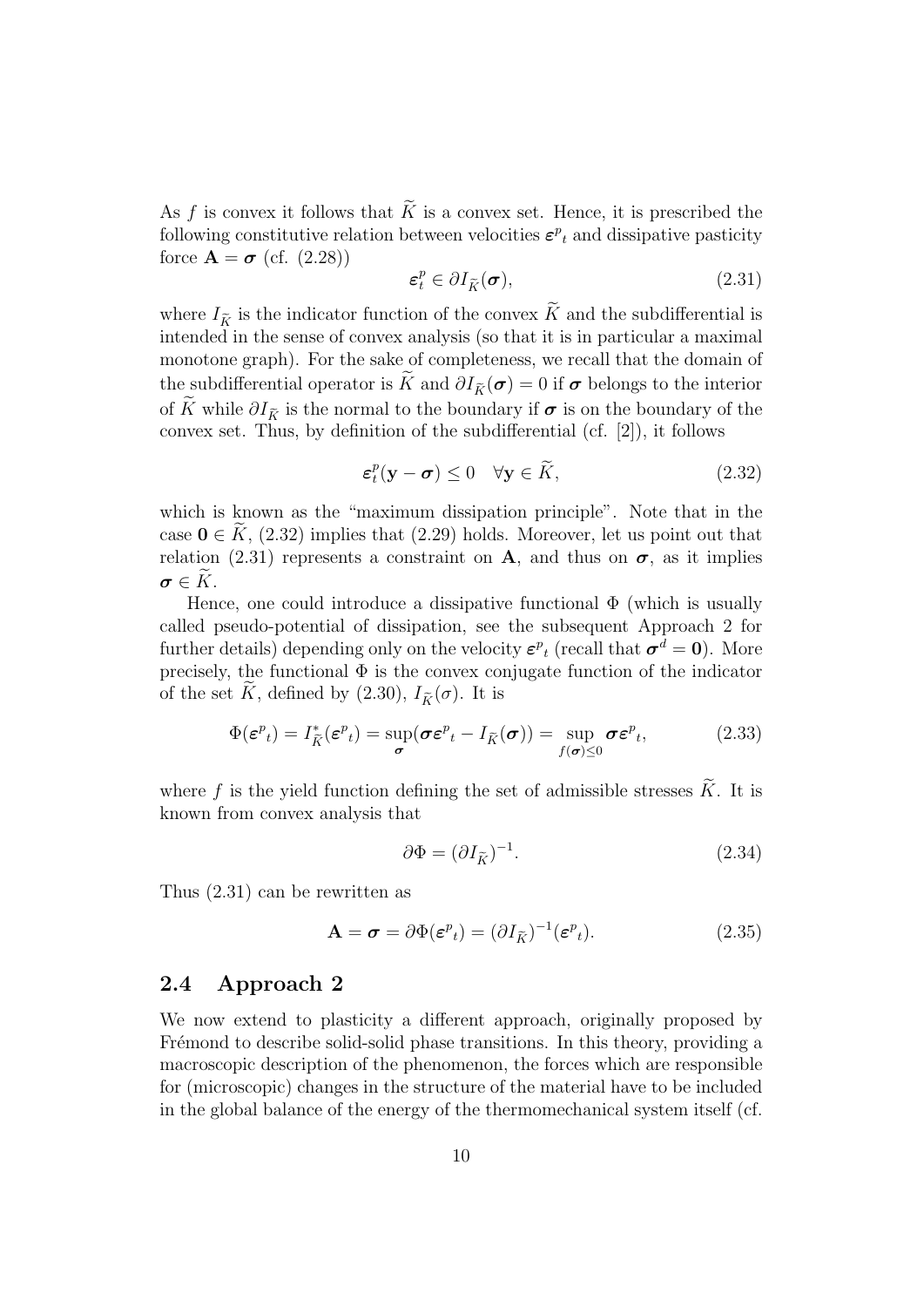As $f$ is convex it follows that $\widetilde{K}$ is a convex set. Hence, it is prescribed the following constitutive relation between velocities ${\boldsymbol{\varepsilon}^p}_t$ and dissipative pasticity force $\mathbf{A} = \boldsymbol{\sigma}$ (cf. (2.28))

$$\boldsymbol{\varepsilon}^p_t \in \partial I_{\widetilde{K}}(\boldsymbol{\sigma}), \tag{2.31}$$

where $I_{\widetilde{K}}$ is the indicator function of the convex $\widetilde{K}$ and the subdifferential is intended in the sense of convex analysis (so that it is in particular a maximal monotone graph). For the sake of completeness, we recall that the domain of the subdifferential operator is $\widetilde{K}$ and $\partial I_{\widetilde{K}}(\boldsymbol{\sigma}) = 0$ if $\boldsymbol{\sigma}$ belongs to the interior of $\widetilde{K}$ while $\partial I_{\widetilde{K}}$ is the normal to the boundary if $\boldsymbol{\sigma}$ is on the boundary of the convex set. Thus, by definition of the subdifferential (cf. [2]), it follows

$$\boldsymbol{\varepsilon}^p_t(\mathbf{y} - \boldsymbol{\sigma}) \leq 0 \quad \forall \mathbf{y} \in \widetilde{K}, \tag{2.32}$$

which is known as the "maximum dissipation principle". Note that in the case $\mathbf{0} \in \widetilde{K}$, (2.32) implies that (2.29) holds. Moreover, let us point out that relation (2.31) represents a constraint on $\mathbf{A}$, and thus on $\boldsymbol{\sigma}$, as it implies $\boldsymbol{\sigma} \in \widetilde{K}$.

Hence, one could introduce a dissipative functional $\Phi$ (which is usually called pseudo-potential of dissipation, see the subsequent Approach 2 for further details) depending only on the velocity ${\boldsymbol{\varepsilon}^p}_t$ (recall that $\boldsymbol{\sigma}^d = \mathbf{0}$). More precisely, the functional $\Phi$ is the convex conjugate function of the indicator of the set $\widetilde{K}$, defined by (2.30), $I_{\widetilde{K}}(\sigma)$. It is

$$\Phi({\boldsymbol{\varepsilon}^p}_t) = I^*_{\widetilde{K}}({\boldsymbol{\varepsilon}^p}_t) = \sup_{\boldsymbol{\sigma}}(\boldsymbol{\sigma}{\boldsymbol{\varepsilon}^p}_t - I_{\widetilde{K}}(\boldsymbol{\sigma})) = \sup_{f(\boldsymbol{\sigma}) \leq 0} \boldsymbol{\sigma}{\boldsymbol{\varepsilon}^p}_t, \tag{2.33}$$

where $f$ is the yield function defining the set of admissible stresses $\widetilde{K}$. It is known from convex analysis that

$$\partial \Phi = (\partial I_{\widetilde{K}})^{-1}. \tag{2.34}$$

Thus (2.31) can be rewritten as

$$\mathbf{A} = \boldsymbol{\sigma} = \partial \Phi({\boldsymbol{\varepsilon}^p}_t) = (\partial I_{\widetilde{K}})^{-1}({\boldsymbol{\varepsilon}^p}_t). \tag{2.35}$$

## 2.4 Approach 2

We now extend to plasticity a different approach, originally proposed by Frémond to describe solid-solid phase transitions. In this theory, providing a macroscopic description of the phenomenon, the forces which are responsible for (microscopic) changes in the structure of the material have to be included in the global balance of the energy of the thermomechanical system itself (cf.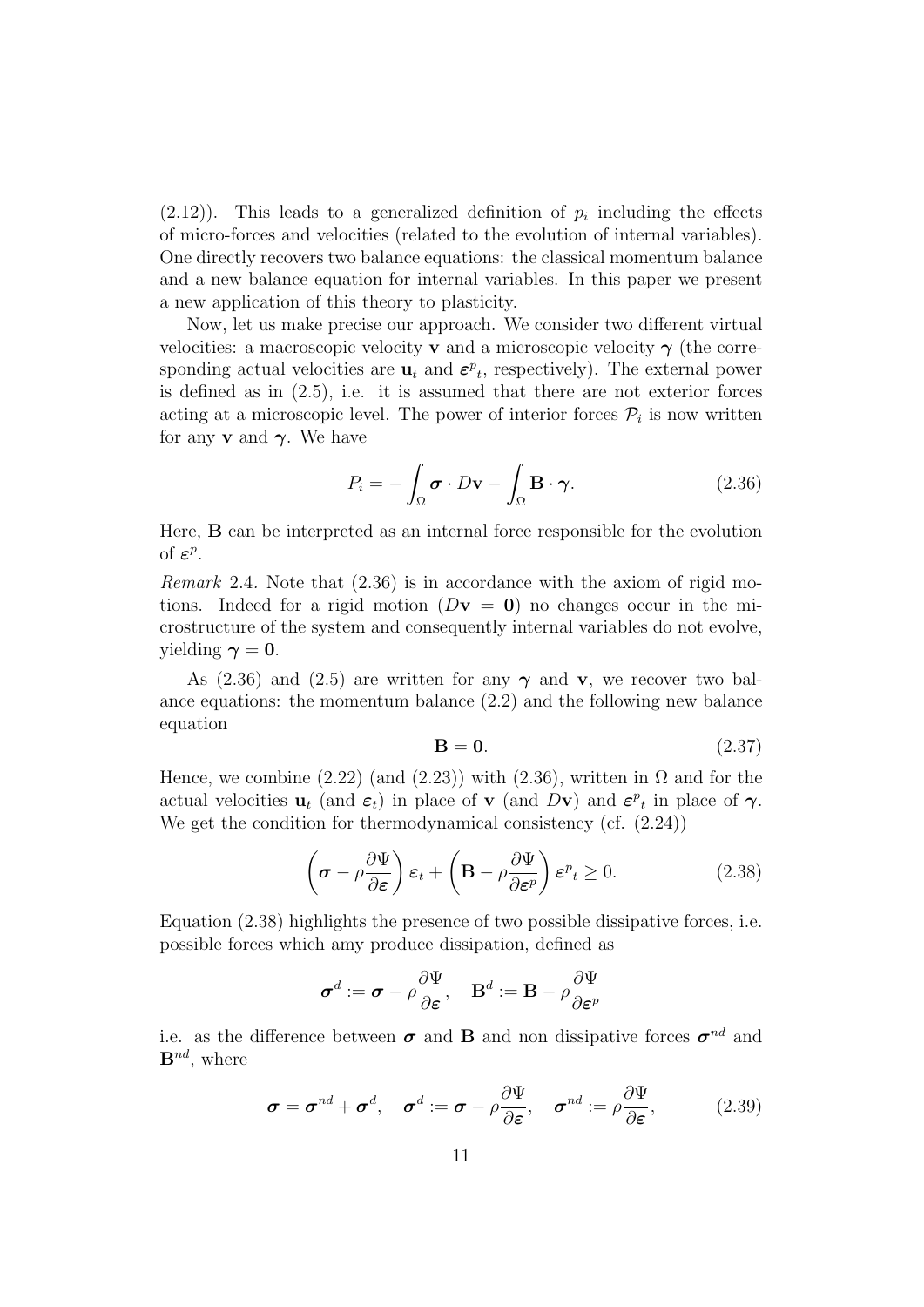(2.12)). This leads to a generalized definition of $p_i$ including the effects of micro-forces and velocities (related to the evolution of internal variables). One directly recovers two balance equations: the classical momentum balance and a new balance equation for internal variables. In this paper we present a new application of this theory to plasticity.

Now, let us make precise our approach. We consider two different virtual velocities: a macroscopic velocity $\mathbf{v}$ and a microscopic velocity $\boldsymbol{\gamma}$ (the corresponding actual velocities are $\mathbf{u}_t$ and $\boldsymbol{\varepsilon}^p{}_t$, respectively). The external power is defined as in (2.5), i.e. it is assumed that there are not exterior forces acting at a microscopic level. The power of interior forces $\mathcal{P}_i$ is now written for any $\mathbf{v}$ and $\boldsymbol{\gamma}$. We have

$$P_i = -\int_\Omega \boldsymbol{\sigma} \cdot D\mathbf{v} - \int_\Omega \mathbf{B} \cdot \boldsymbol{\gamma}. \tag{2.36}$$

Here, $\mathbf{B}$ can be interpreted as an internal force responsible for the evolution of $\boldsymbol{\varepsilon}^p$.

*Remark* 2.4. Note that (2.36) is in accordance with the axiom of rigid motions. Indeed for a rigid motion ($D\mathbf{v} = \mathbf{0}$) no changes occur in the microstructure of the system and consequently internal variables do not evolve, yielding $\boldsymbol{\gamma} = \mathbf{0}$.

As (2.36) and (2.5) are written for any $\boldsymbol{\gamma}$ and $\mathbf{v}$, we recover two balance equations: the momentum balance (2.2) and the following new balance equation

$$\mathbf{B} = \mathbf{0}. \tag{2.37}$$

Hence, we combine (2.22) (and (2.23)) with (2.36), written in $\Omega$ and for the actual velocities $\mathbf{u}_t$ (and $\boldsymbol{\varepsilon}_t$) in place of $\mathbf{v}$ (and $D\mathbf{v}$) and $\boldsymbol{\varepsilon}^p{}_t$ in place of $\boldsymbol{\gamma}$. We get the condition for thermodynamical consistency (cf. (2.24))

$$\left(\boldsymbol{\sigma} - \rho\frac{\partial \Psi}{\partial \boldsymbol{\varepsilon}}\right)\boldsymbol{\varepsilon}_t + \left(\mathbf{B} - \rho\frac{\partial \Psi}{\partial \boldsymbol{\varepsilon}^p}\right)\boldsymbol{\varepsilon}^p{}_t \geq 0. \tag{2.38}$$

Equation (2.38) highlights the presence of two possible dissipative forces, i.e. possible forces which amy produce dissipation, defined as

$$\boldsymbol{\sigma}^d := \boldsymbol{\sigma} - \rho\frac{\partial \Psi}{\partial \boldsymbol{\varepsilon}}, \quad \mathbf{B}^d := \mathbf{B} - \rho\frac{\partial \Psi}{\partial \boldsymbol{\varepsilon}^p}$$

i.e. as the difference between $\boldsymbol{\sigma}$ and $\mathbf{B}$ and non dissipative forces $\boldsymbol{\sigma}^{nd}$ and $\mathbf{B}^{nd}$, where

$$\boldsymbol{\sigma} = \boldsymbol{\sigma}^{nd} + \boldsymbol{\sigma}^d, \quad \boldsymbol{\sigma}^d := \boldsymbol{\sigma} - \rho\frac{\partial \Psi}{\partial \boldsymbol{\varepsilon}}, \quad \boldsymbol{\sigma}^{nd} := \rho\frac{\partial \Psi}{\partial \boldsymbol{\varepsilon}}, \tag{2.39}$$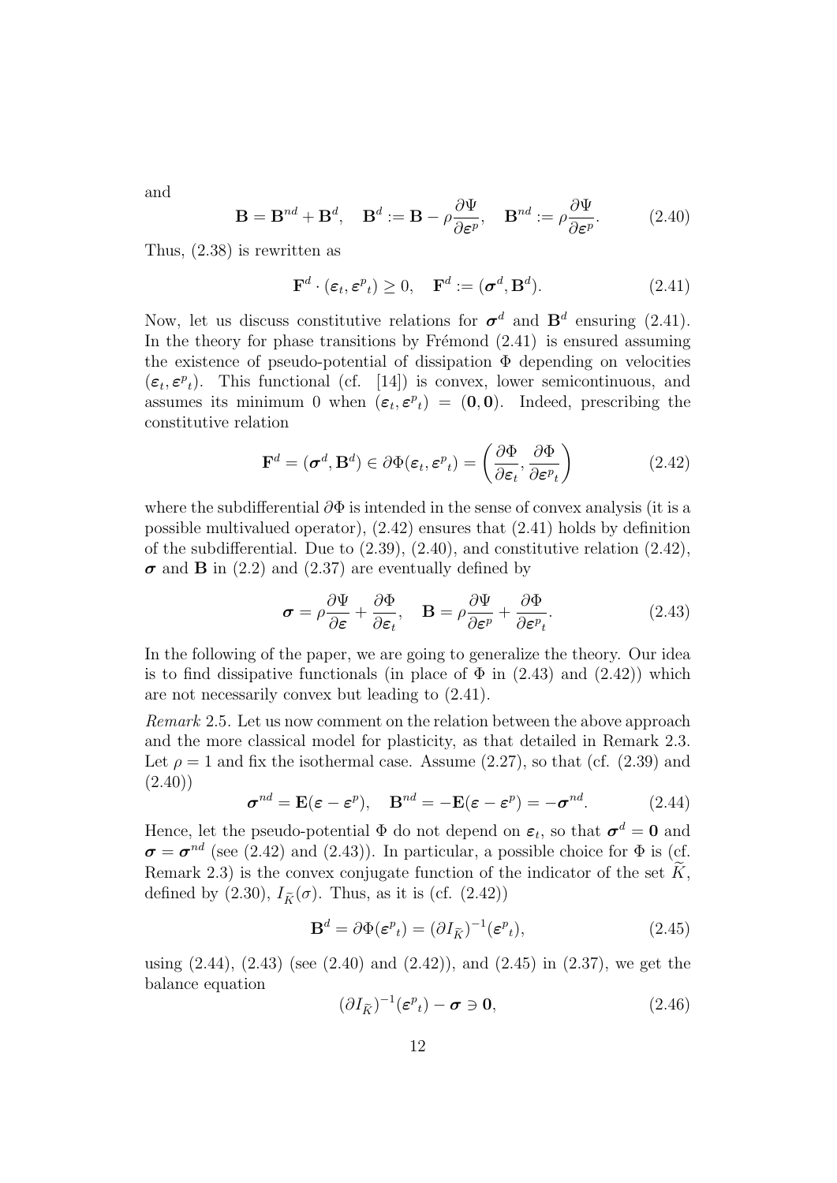and

$$\mathbf{B} = \mathbf{B}^{nd} + \mathbf{B}^{d}, \quad \mathbf{B}^{d} := \mathbf{B} - \rho \frac{\partial \Psi}{\partial \boldsymbol{\varepsilon}^{p}}, \quad \mathbf{B}^{nd} := \rho \frac{\partial \Psi}{\partial \boldsymbol{\varepsilon}^{p}}. \tag{2.40}$$

Thus, (2.38) is rewritten as

$$\mathbf{F}^{d} \cdot (\boldsymbol{\varepsilon}_t, {\boldsymbol{\varepsilon}^{p}}_t) \geq 0, \quad \mathbf{F}^{d} := (\boldsymbol{\sigma}^{d}, \mathbf{B}^{d}). \tag{2.41}$$

Now, let us discuss constitutive relations for $\boldsymbol{\sigma}^{d}$ and $\mathbf{B}^{d}$ ensuring (2.41). In the theory for phase transitions by Frémond (2.41) is ensured assuming the existence of pseudo-potential of dissipation $\Phi$ depending on velocities $(\boldsymbol{\varepsilon}_t, {\boldsymbol{\varepsilon}^{p}}_t)$. This functional (cf. [14]) is convex, lower semicontinuous, and assumes its minimum 0 when $(\boldsymbol{\varepsilon}_t, {\boldsymbol{\varepsilon}^{p}}_t) = (\mathbf{0}, \mathbf{0})$. Indeed, prescribing the constitutive relation

$$\mathbf{F}^{d} = (\boldsymbol{\sigma}^{d}, \mathbf{B}^{d}) \in \partial \Phi(\boldsymbol{\varepsilon}_t, {\boldsymbol{\varepsilon}^{p}}_t) = \left( \frac{\partial \Phi}{\partial \boldsymbol{\varepsilon}_t}, \frac{\partial \Phi}{\partial {\boldsymbol{\varepsilon}^{p}}_t} \right) \tag{2.42}$$

where the subdifferential $\partial \Phi$ is intended in the sense of convex analysis (it is a possible multivalued operator), (2.42) ensures that (2.41) holds by definition of the subdifferential. Due to (2.39), (2.40), and constitutive relation (2.42), $\boldsymbol{\sigma}$ and $\mathbf{B}$ in (2.2) and (2.37) are eventually defined by

$$\boldsymbol{\sigma} = \rho \frac{\partial \Psi}{\partial \boldsymbol{\varepsilon}} + \frac{\partial \Phi}{\partial \boldsymbol{\varepsilon}_t}, \quad \mathbf{B} = \rho \frac{\partial \Psi}{\partial \boldsymbol{\varepsilon}^{p}} + \frac{\partial \Phi}{\partial {\boldsymbol{\varepsilon}^{p}}_t}. \tag{2.43}$$

In the following of the paper, we are going to generalize the theory. Our idea is to find dissipative functionals (in place of $\Phi$ in (2.43) and (2.42)) which are not necessarily convex but leading to (2.41).

*Remark* 2.5. Let us now comment on the relation between the above approach and the more classical model for plasticity, as that detailed in Remark 2.3. Let $\rho = 1$ and fix the isothermal case. Assume (2.27), so that (cf. (2.39) and (2.40))

$$\boldsymbol{\sigma}^{nd} = \mathbf{E}(\boldsymbol{\varepsilon} - \boldsymbol{\varepsilon}^{p}), \quad \mathbf{B}^{nd} = -\mathbf{E}(\boldsymbol{\varepsilon} - \boldsymbol{\varepsilon}^{p}) = -\boldsymbol{\sigma}^{nd}. \tag{2.44}$$

Hence, let the pseudo-potential $\Phi$ do not depend on $\boldsymbol{\varepsilon}_t$, so that $\boldsymbol{\sigma}^{d} = \mathbf{0}$ and $\boldsymbol{\sigma} = \boldsymbol{\sigma}^{nd}$ (see (2.42) and (2.43)). In particular, a possible choice for $\Phi$ is (cf. Remark 2.3) is the convex conjugate function of the indicator of the set $\widetilde{K}$, defined by (2.30), $I_{\widetilde{K}}(\sigma)$. Thus, as it is (cf. (2.42))

$$\mathbf{B}^{d} = \partial \Phi({\boldsymbol{\varepsilon}^{p}}_t) = (\partial I_{\widetilde{K}})^{-1}({\boldsymbol{\varepsilon}^{p}}_t), \tag{2.45}$$

using (2.44), (2.43) (see (2.40) and (2.42)), and (2.45) in (2.37), we get the balance equation

$$(\partial I_{\widetilde{K}})^{-1}({\boldsymbol{\varepsilon}^{p}}_t) - \boldsymbol{\sigma} \ni \mathbf{0}, \tag{2.46}$$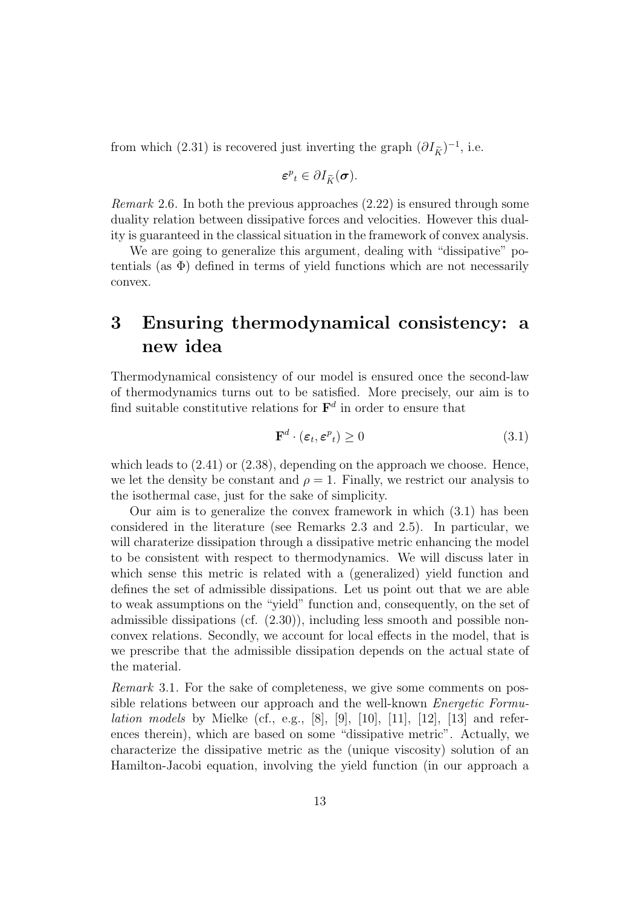from which (2.31) is recovered just inverting the graph $(\partial I_{\widetilde{K}})^{-1}$, i.e.

$$\boldsymbol{\varepsilon}^p{}_t \in \partial I_{\widetilde{K}}(\boldsymbol{\sigma}).$$

*Remark* 2.6. In both the previous approaches (2.22) is ensured through some duality relation between dissipative forces and velocities. However this duality is guaranteed in the classical situation in the framework of convex analysis.

We are going to generalize this argument, dealing with "dissipative" potentials (as $\Phi$) defined in terms of yield functions which are not necessarily convex.

# 3 Ensuring thermodynamical consistency: a new idea

Thermodynamical consistency of our model is ensured once the second-law of thermodynamics turns out to be satisfied. More precisely, our aim is to find suitable constitutive relations for $\mathbf{F}^d$ in order to ensure that

$$\mathbf{F}^d \cdot (\boldsymbol{\varepsilon}_t, \boldsymbol{\varepsilon}^p{}_t) \geq 0 \tag{3.1}$$

which leads to (2.41) or (2.38), depending on the approach we choose. Hence, we let the density be constant and $\rho = 1$. Finally, we restrict our analysis to the isothermal case, just for the sake of simplicity.

Our aim is to generalize the convex framework in which (3.1) has been considered in the literature (see Remarks 2.3 and 2.5). In particular, we will charaterize dissipation through a dissipative metric enhancing the model to be consistent with respect to thermodynamics. We will discuss later in which sense this metric is related with a (generalized) yield function and defines the set of admissible dissipations. Let us point out that we are able to weak assumptions on the "yield" function and, consequently, on the set of admissible dissipations (cf. (2.30)), including less smooth and possible non-convex relations. Secondly, we account for local effects in the model, that is we prescribe that the admissible dissipation depends on the actual state of the material.

*Remark* 3.1. For the sake of completeness, we give some comments on possible relations between our approach and the well-known *Energetic Formulation models* by Mielke (cf., e.g., [8], [9], [10], [11], [12], [13] and references therein), which are based on some "dissipative metric". Actually, we characterize the dissipative metric as the (unique viscosity) solution of an Hamilton-Jacobi equation, involving the yield function (in our approach a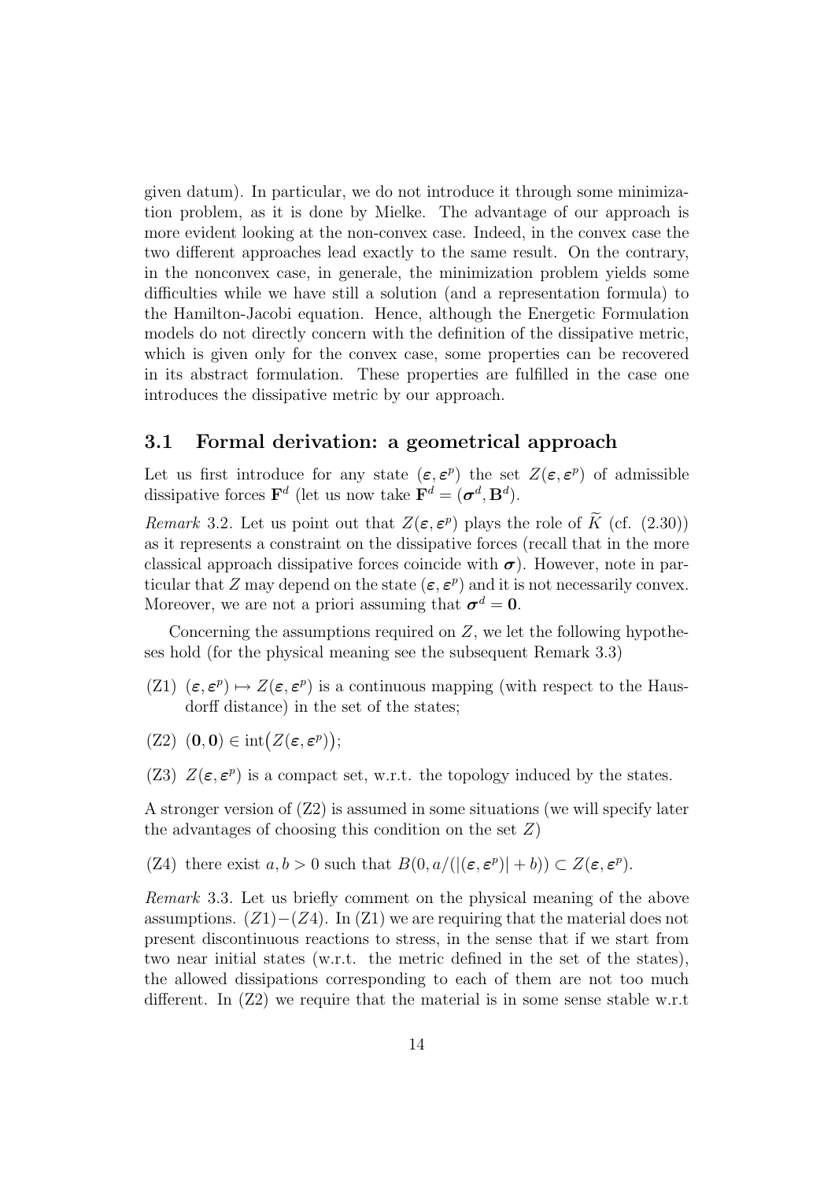given datum). In particular, we do not introduce it through some minimization problem, as it is done by Mielke. The advantage of our approach is more evident looking at the non-convex case. Indeed, in the convex case the two different approaches lead exactly to the same result. On the contrary, in the nonconvex case, in generale, the minimization problem yields some difficulties while we have still a solution (and a representation formula) to the Hamilton-Jacobi equation. Hence, although the Energetic Formulation models do not directly concern with the definition of the dissipative metric, which is given only for the convex case, some properties can be recovered in its abstract formulation. These properties are fulfilled in the case one introduces the dissipative metric by our approach.

### 3.1 Formal derivation: a geometrical approach

Let us first introduce for any state $(\boldsymbol{\varepsilon}, \boldsymbol{\varepsilon}^p)$ the set $Z(\boldsymbol{\varepsilon}, \boldsymbol{\varepsilon}^p)$ of admissible dissipative forces $\mathbf{F}^d$ (let us now take $\mathbf{F}^d = (\boldsymbol{\sigma}^d, \mathbf{B}^d)$.

*Remark* 3.2. Let us point out that $Z(\boldsymbol{\varepsilon}, \boldsymbol{\varepsilon}^p)$ plays the role of $\widetilde{K}$ (cf. (2.30)) as it represents a constraint on the dissipative forces (recall that in the more classical approach dissipative forces coincide with $\boldsymbol{\sigma}$). However, note in particular that $Z$ may depend on the state $(\boldsymbol{\varepsilon}, \boldsymbol{\varepsilon}^p)$ and it is not necessarily convex. Moreover, we are not a priori assuming that $\boldsymbol{\sigma}^d = \mathbf{0}$.

Concerning the assumptions required on $Z$, we let the following hypotheses hold (for the physical meaning see the subsequent Remark 3.3)

(Z1) $(\boldsymbol{\varepsilon}, \boldsymbol{\varepsilon}^p) \mapsto Z(\boldsymbol{\varepsilon}, \boldsymbol{\varepsilon}^p)$ is a continuous mapping (with respect to the Hausdorff distance) in the set of the states;

(Z2) $(\mathbf{0}, \mathbf{0}) \in \operatorname{int}\big(Z(\boldsymbol{\varepsilon}, \boldsymbol{\varepsilon}^p)\big)$;

(Z3) $Z(\boldsymbol{\varepsilon}, \boldsymbol{\varepsilon}^p)$ is a compact set, w.r.t. the topology induced by the states.

A stronger version of (Z2) is assumed in some situations (we will specify later the advantages of choosing this condition on the set $Z$)

(Z4) there exist $a, b > 0$ such that $B(0, a/(|(\boldsymbol{\varepsilon}, \boldsymbol{\varepsilon}^p)| + b)) \subset Z(\boldsymbol{\varepsilon}, \boldsymbol{\varepsilon}^p)$.

*Remark* 3.3. Let us briefly comment on the physical meaning of the above assumptions. $(Z1)-(Z4)$. In (Z1) we are requiring that the material does not present discontinuous reactions to stress, in the sense that if we start from two near initial states (w.r.t. the metric defined in the set of the states), the allowed dissipations corresponding to each of them are not too much different. In (Z2) we require that the material is in some sense stable w.r.t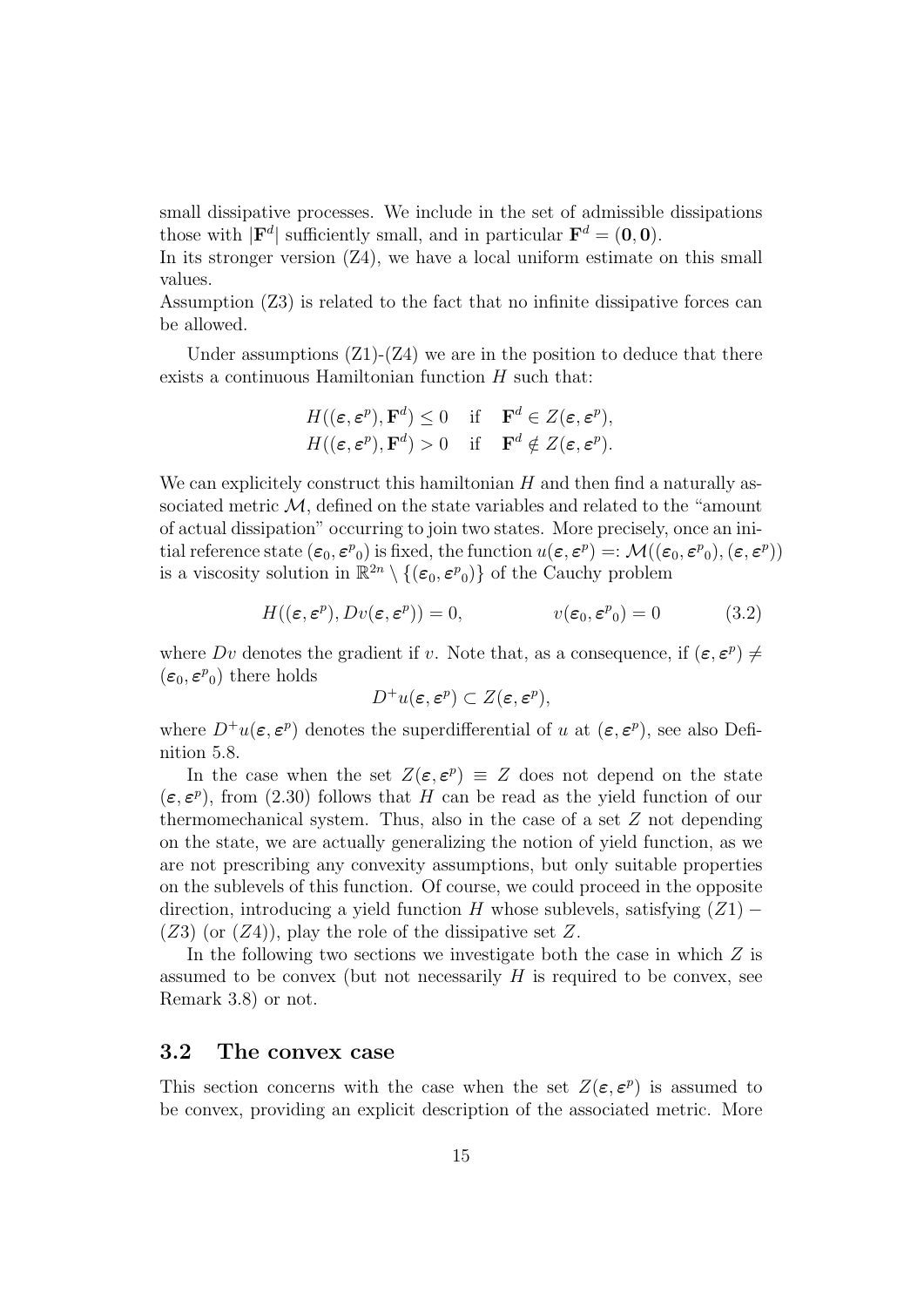small dissipative processes. We include in the set of admissible dissipations those with $|\mathbf{F}^d|$ sufficiently small, and in particular $\mathbf{F}^d = (\mathbf{0}, \mathbf{0})$.
In its stronger version (Z4), we have a local uniform estimate on this small values.
Assumption (Z3) is related to the fact that no infinite dissipative forces can be allowed.

Under assumptions (Z1)-(Z4) we are in the position to deduce that there exists a continuous Hamiltonian function $H$ such that:

$$
\begin{aligned}
H((\boldsymbol{\varepsilon}, \boldsymbol{\varepsilon}^p), \mathbf{F}^d) \leq 0 \quad &\text{if} \quad \mathbf{F}^d \in Z(\boldsymbol{\varepsilon}, \boldsymbol{\varepsilon}^p), \\
H((\boldsymbol{\varepsilon}, \boldsymbol{\varepsilon}^p), \mathbf{F}^d) > 0 \quad &\text{if} \quad \mathbf{F}^d \notin Z(\boldsymbol{\varepsilon}, \boldsymbol{\varepsilon}^p).
\end{aligned}
$$

We can explicitely construct this hamiltonian $H$ and then find a naturally associated metric $\mathcal{M}$, defined on the state variables and related to the "amount of actual dissipation" occurring to join two states. More precisely, once an initial reference state $(\boldsymbol{\varepsilon}_0, {\boldsymbol{\varepsilon}^p}_0)$ is fixed, the function $u(\boldsymbol{\varepsilon}, \boldsymbol{\varepsilon}^p) =: \mathcal{M}((\boldsymbol{\varepsilon}_0, {\boldsymbol{\varepsilon}^p}_0), (\boldsymbol{\varepsilon}, \boldsymbol{\varepsilon}^p))$ is a viscosity solution in $\mathbb{R}^{2n} \setminus \{(\boldsymbol{\varepsilon}_0, {\boldsymbol{\varepsilon}^p}_0)\}$ of the Cauchy problem

$$
H((\boldsymbol{\varepsilon}, \boldsymbol{\varepsilon}^p), Dv(\boldsymbol{\varepsilon}, \boldsymbol{\varepsilon}^p)) = 0, \qquad\qquad v(\boldsymbol{\varepsilon}_0, {\boldsymbol{\varepsilon}^p}_0) = 0 \tag{3.2}
$$

where $Dv$ denotes the gradient if $v$. Note that, as a consequence, if $(\boldsymbol{\varepsilon}, \boldsymbol{\varepsilon}^p) \neq (\boldsymbol{\varepsilon}_0, {\boldsymbol{\varepsilon}^p}_0)$ there holds

$$
D^+u(\boldsymbol{\varepsilon}, \boldsymbol{\varepsilon}^p) \subset Z(\boldsymbol{\varepsilon}, \boldsymbol{\varepsilon}^p),
$$

where $D^+u(\boldsymbol{\varepsilon}, \boldsymbol{\varepsilon}^p)$ denotes the superdifferential of $u$ at $(\boldsymbol{\varepsilon}, \boldsymbol{\varepsilon}^p)$, see also Definition 5.8.

In the case when the set $Z(\boldsymbol{\varepsilon}, \boldsymbol{\varepsilon}^p) \equiv Z$ does not depend on the state $(\boldsymbol{\varepsilon}, \boldsymbol{\varepsilon}^p)$, from (2.30) follows that $H$ can be read as the yield function of our thermomechanical system. Thus, also in the case of a set $Z$ not depending on the state, we are actually generalizing the notion of yield function, as we are not prescribing any convexity assumptions, but only suitable properties on the sublevels of this function. Of course, we could proceed in the opposite direction, introducing a yield function $H$ whose sublevels, satisfying $(Z1)-(Z3)$ (or $(Z4)$), play the role of the dissipative set $Z$.

In the following two sections we investigate both the case in which $Z$ is assumed to be convex (but not necessarily $H$ is required to be convex, see Remark 3.8) or not.

### 3.2 The convex case

This section concerns with the case when the set $Z(\boldsymbol{\varepsilon}, \boldsymbol{\varepsilon}^p)$ is assumed to be convex, providing an explicit description of the associated metric. More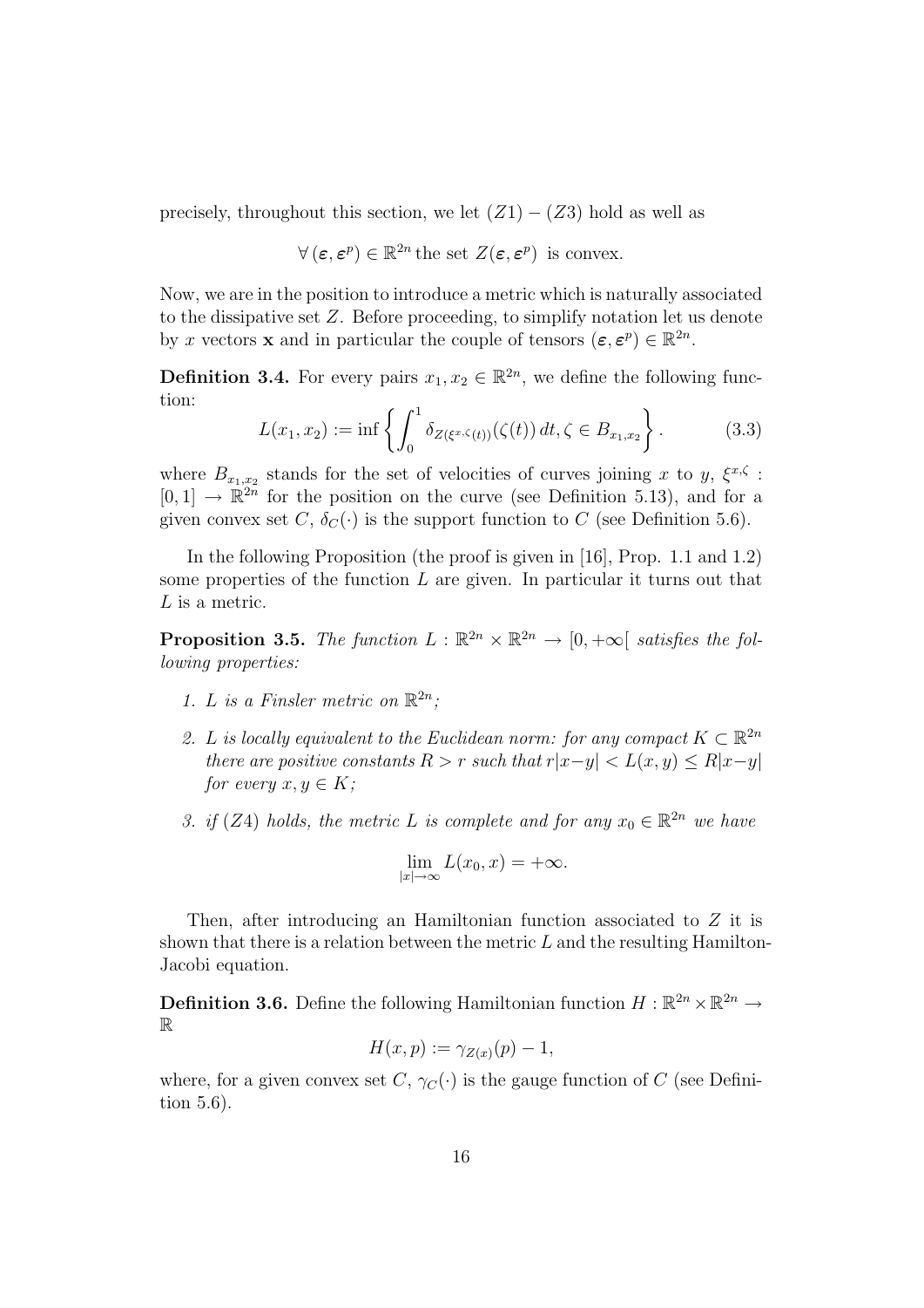precisely, throughout this section, we let $(Z1) - (Z3)$ hold as well as

$$\forall\, (\boldsymbol{\varepsilon}, \boldsymbol{\varepsilon}^p) \in \mathbb{R}^{2n} \text{ the set } Z(\boldsymbol{\varepsilon}, \boldsymbol{\varepsilon}^p) \text{ is convex.}$$

Now, we are in the position to introduce a metric which is naturally associated to the dissipative set $Z$. Before proceeding, to simplify notation let us denote by $x$ vectors $\mathbf{x}$ and in particular the couple of tensors $(\boldsymbol{\varepsilon}, \boldsymbol{\varepsilon}^p) \in \mathbb{R}^{2n}$.

**Definition 3.4.** For every pairs $x_1, x_2 \in \mathbb{R}^{2n}$, we define the following function:

$$L(x_1, x_2) := \inf \left\{ \int_0^1 \delta_{Z(\xi^{x,\zeta}(t))}(\zeta(t))\, dt, \zeta \in B_{x_1, x_2} \right\}. \tag{3.3}$$

where $B_{x_1,x_2}$ stands for the set of velocities of curves joining $x$ to $y$, $\xi^{x,\zeta} : [0,1] \to \mathbb{R}^{2n}$ for the position on the curve (see Definition 5.13), and for a given convex set $C$, $\delta_C(\cdot)$ is the support function to $C$ (see Definition 5.6).

In the following Proposition (the proof is given in [16], Prop. 1.1 and 1.2) some properties of the function $L$ are given. In particular it turns out that $L$ is a metric.

**Proposition 3.5.** *The function $L : \mathbb{R}^{2n} \times \mathbb{R}^{2n} \to [0, +\infty[$ satisfies the following properties:*

1. *$L$ is a Finsler metric on $\mathbb{R}^{2n}$;*
2. *$L$ is locally equivalent to the Euclidean norm: for any compact $K \subset \mathbb{R}^{2n}$ there are positive constants $R > r$ such that $r|x-y| < L(x,y) \leq R|x-y|$ for every $x, y \in K$;*
3. *if $(Z4)$ holds, the metric $L$ is complete and for any $x_0 \in \mathbb{R}^{2n}$ we have*

$$\lim_{|x| \to \infty} L(x_0, x) = +\infty.$$

Then, after introducing an Hamiltonian function associated to $Z$ it is shown that there is a relation between the metric $L$ and the resulting Hamilton-Jacobi equation.

**Definition 3.6.** Define the following Hamiltonian function $H : \mathbb{R}^{2n} \times \mathbb{R}^{2n} \to \mathbb{R}$

$$H(x, p) := \gamma_{Z(x)}(p) - 1,$$

where, for a given convex set $C$, $\gamma_C(\cdot)$ is the gauge function of $C$ (see Definition 5.6).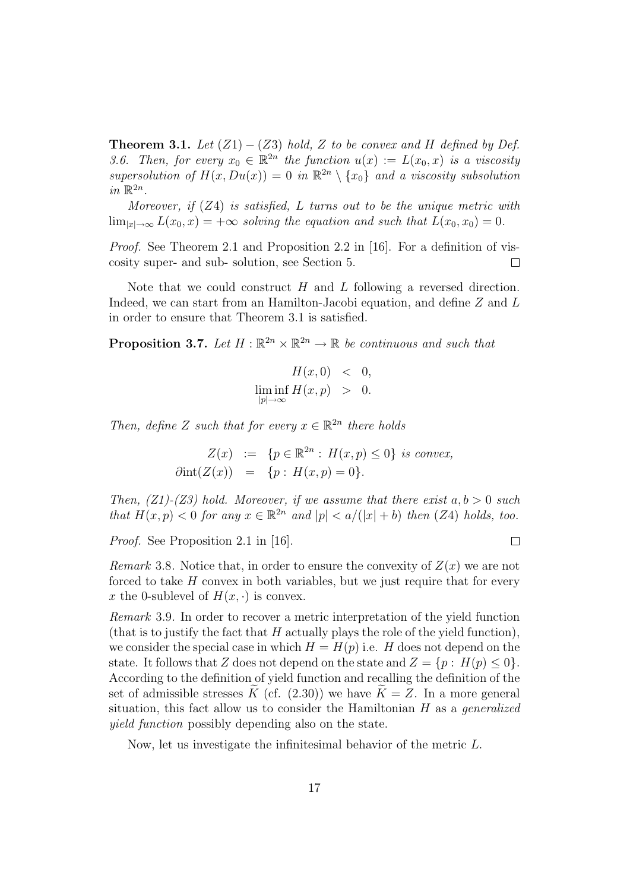**Theorem 3.1.** *Let $(Z1)-(Z3)$ hold, $Z$ to be convex and $H$ defined by Def. 3.6. Then, for every $x_0 \in \mathbb{R}^{2n}$ the function $u(x) := L(x_0, x)$ is a viscosity supersolution of $H(x, Du(x)) = 0$ in $\mathbb{R}^{2n} \setminus \{x_0\}$ and a viscosity subsolution in $\mathbb{R}^{2n}$.*

*Moreover, if $(Z4)$ is satisfied, $L$ turns out to be the unique metric with $\lim_{|x|\to\infty} L(x_0, x) = +\infty$ solving the equation and such that $L(x_0, x_0) = 0$.*

*Proof.* See Theorem 2.1 and Proposition 2.2 in [16]. For a definition of viscosity super- and sub- solution, see Section 5. $\square$

Note that we could construct $H$ and $L$ following a reversed direction. Indeed, we can start from an Hamilton-Jacobi equation, and define $Z$ and $L$ in order to ensure that Theorem 3.1 is satisfied.

**Proposition 3.7.** *Let $H : \mathbb{R}^{2n} \times \mathbb{R}^{2n} \to \mathbb{R}$ be continuous and such that*

$$
\begin{aligned}
H(x, 0) &< 0, \\
\liminf_{|p|\to\infty} H(x, p) &> 0.
\end{aligned}
$$

*Then, define $Z$ such that for every $x \in \mathbb{R}^{2n}$ there holds*

$$
\begin{aligned}
Z(x) &:= \{p \in \mathbb{R}^{2n} : H(x, p) \leq 0\} \text{ is convex,} \\
\partial \text{int}(Z(x)) &= \{p : H(x, p) = 0\}.
\end{aligned}
$$

*Then, (Z1)-(Z3) hold. Moreover, if we assume that there exist $a, b > 0$ such that $H(x, p) < 0$ for any $x \in \mathbb{R}^{2n}$ and $|p| < a/(|x| + b)$ then $(Z4)$ holds, too.*

*Proof.* See Proposition 2.1 in [16]. $\square$

*Remark* 3.8. Notice that, in order to ensure the convexity of $Z(x)$ we are not forced to take $H$ convex in both variables, but we just require that for every $x$ the 0-sublevel of $H(x, \cdot)$ is convex.

*Remark* 3.9. In order to recover a metric interpretation of the yield function (that is to justify the fact that $H$ actually plays the role of the yield function), we consider the special case in which $H = H(p)$ i.e. $H$ does not depend on the state. It follows that $Z$ does not depend on the state and $Z = \{p : H(p) \leq 0\}$. According to the definition of yield function and recalling the definition of the set of admissible stresses $\widetilde{K}$ (cf. (2.30)) we have $\widetilde{K} = Z$. In a more general situation, this fact allow us to consider the Hamiltonian $H$ as a *generalized yield function* possibly depending also on the state.

Now, let us investigate the infinitesimal behavior of the metric $L$.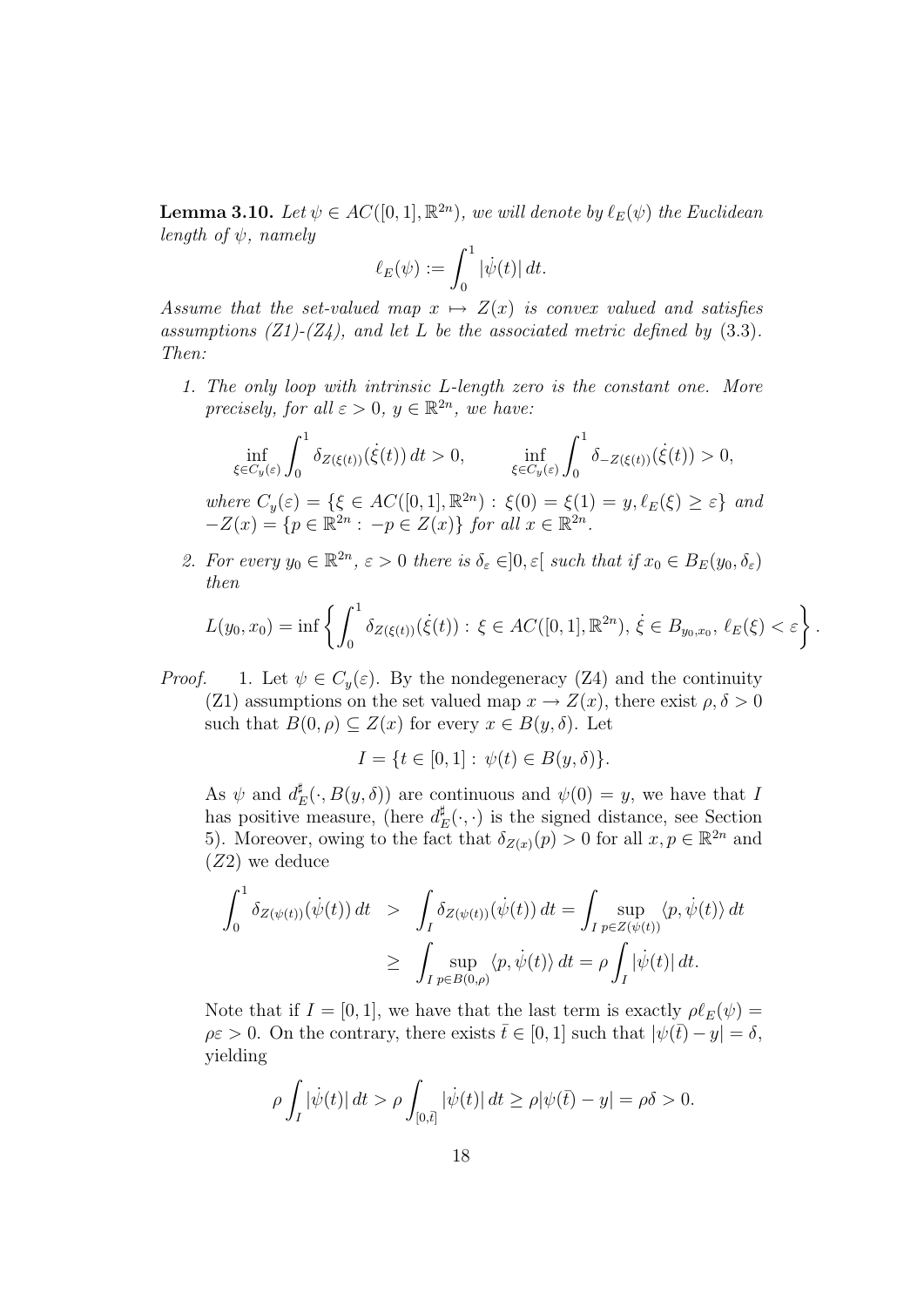**Lemma 3.10.** *Let $\psi \in AC([0,1],\mathbb{R}^{2n})$, we will denote by $\ell_E(\psi)$ the Euclidean length of $\psi$, namely*

$$\ell_E(\psi) := \int_0^1 |\dot\psi(t)|\,dt.$$

*Assume that the set-valued map $x \mapsto Z(x)$ is convex valued and satisfies assumptions (Z1)-(Z4), and let $L$ be the associated metric defined by (3.3). Then:*

1. *The only loop with intrinsic $L$-length zero is the constant one. More precisely, for all $\varepsilon > 0$, $y \in \mathbb{R}^{2n}$, we have:*

$$\inf_{\xi \in C_y(\varepsilon)} \int_0^1 \delta_{Z(\xi(t))}(\dot\xi(t))\,dt > 0, \qquad \inf_{\xi \in C_y(\varepsilon)} \int_0^1 \delta_{-Z(\xi(t))}(\dot\xi(t)) > 0,$$

   *where $C_y(\varepsilon) = \{\xi \in AC([0,1],\mathbb{R}^{2n}) : \xi(0) = \xi(1) = y, \ell_E(\xi) \geq \varepsilon\}$ and $-Z(x) = \{p \in \mathbb{R}^{2n} : -p \in Z(x)\}$ for all $x \in \mathbb{R}^{2n}$.*

2. *For every $y_0 \in \mathbb{R}^{2n}$, $\varepsilon > 0$ there is $\delta_\varepsilon \in ]0,\varepsilon[$ such that if $x_0 \in B_E(y_0,\delta_\varepsilon)$ then*

$$L(y_0,x_0) = \inf\left\{ \int_0^1 \delta_{Z(\xi(t))}(\dot\xi(t)) : \xi \in AC([0,1],\mathbb{R}^{2n}),\ \dot\xi \in B_{y_0,x_0},\ \ell_E(\xi) < \varepsilon \right\}.$$

*Proof.* 1. Let $\psi \in C_y(\varepsilon)$. By the nondegeneracy (Z4) and the continuity (Z1) assumptions on the set valued map $x \to Z(x)$, there exist $\rho, \delta > 0$ such that $B(0,\rho) \subseteq Z(x)$ for every $x \in B(y,\delta)$. Let

$$I = \{t \in [0,1] : \psi(t) \in B(y,\delta)\}.$$

As $\psi$ and $d_E^\sharp(\cdot, B(y,\delta))$ are continuous and $\psi(0) = y$, we have that $I$ has positive measure, (here $d_E^\sharp(\cdot,\cdot)$ is the signed distance, see Section 5). Moreover, owing to the fact that $\delta_{Z(x)}(p) > 0$ for all $x, p \in \mathbb{R}^{2n}$ and $(Z2)$ we deduce

$$\begin{aligned}
\int_0^1 \delta_{Z(\psi(t))}(\dot\psi(t))\,dt &> \int_I \delta_{Z(\psi(t))}(\dot\psi(t))\,dt = \int_I \sup_{p \in Z(\psi(t))} \langle p, \dot\psi(t)\rangle\,dt \\
&\geq \int_I \sup_{p \in B(0,\rho)} \langle p, \dot\psi(t)\rangle\,dt = \rho \int_I |\dot\psi(t)|\,dt.
\end{aligned}$$

Note that if $I = [0,1]$, we have that the last term is exactly $\rho\ell_E(\psi) = \rho\varepsilon > 0$. On the contrary, there exists $\bar t \in [0,1]$ such that $|\psi(\bar t) - y| = \delta$, yielding

$$\rho \int_I |\dot\psi(t)|\,dt > \rho \int_{[0,\bar t]} |\dot\psi(t)|\,dt \geq \rho|\psi(\bar t) - y| = \rho\delta > 0.$$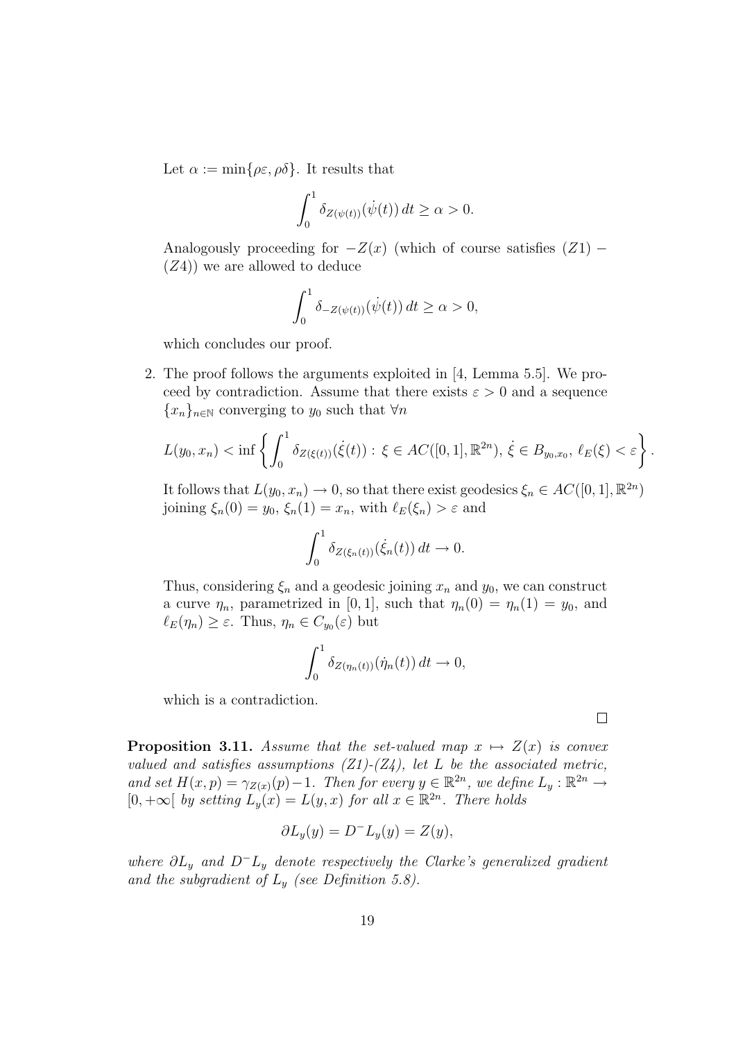Let $\alpha := \min\{\rho\varepsilon, \rho\delta\}$. It results that

$$\int_0^1 \delta_{Z(\psi(t))}(\dot{\psi}(t))\, dt \geq \alpha > 0.$$

Analogously proceeding for $-Z(x)$ (which of course satisfies $(Z1) - (Z4)$) we are allowed to deduce

$$\int_0^1 \delta_{-Z(\psi(t))}(\dot{\psi}(t))\, dt \geq \alpha > 0,$$

which concludes our proof.

2. The proof follows the arguments exploited in [4, Lemma 5.5]. We proceed by contradiction. Assume that there exists $\varepsilon > 0$ and a sequence $\{x_n\}_{n \in \mathbb{N}}$ converging to $y_0$ such that $\forall n$

$$L(y_0, x_n) < \inf \left\{ \int_0^1 \delta_{Z(\xi(t))}(\dot{\xi}(t)) : \xi \in AC([0,1], \mathbb{R}^{2n}),\, \dot{\xi} \in B_{y_0, x_0},\, \ell_E(\xi) < \varepsilon \right\}.$$

It follows that $L(y_0, x_n) \to 0$, so that there exist geodesics $\xi_n \in AC([0,1], \mathbb{R}^{2n})$ joining $\xi_n(0) = y_0$, $\xi_n(1) = x_n$, with $\ell_E(\xi_n) > \varepsilon$ and

$$\int_0^1 \delta_{Z(\xi_n(t))}(\dot{\xi}_n(t))\, dt \to 0.$$

Thus, considering $\xi_n$ and a geodesic joining $x_n$ and $y_0$, we can construct a curve $\eta_n$, parametrized in $[0,1]$, such that $\eta_n(0) = \eta_n(1) = y_0$, and $\ell_E(\eta_n) \geq \varepsilon$. Thus, $\eta_n \in C_{y_0}(\varepsilon)$ but

$$\int_0^1 \delta_{Z(\eta_n(t))}(\dot{\eta}_n(t))\, dt \to 0,$$

which is a contradiction.

□

**Proposition 3.11.** *Assume that the set-valued map $x \mapsto Z(x)$ is convex valued and satisfies assumptions (Z1)-(Z4), let $L$ be the associated metric, and set $H(x,p) = \gamma_{Z(x)}(p) - 1$. Then for every $y \in \mathbb{R}^{2n}$, we define $L_y : \mathbb{R}^{2n} \to [0, +\infty[$ by setting $L_y(x) = L(y,x)$ for all $x \in \mathbb{R}^{2n}$. There holds*

$$\partial L_y(y) = D^- L_y(y) = Z(y),$$

*where $\partial L_y$ and $D^- L_y$ denote respectively the Clarke's generalized gradient and the subgradient of $L_y$ (see Definition 5.8).*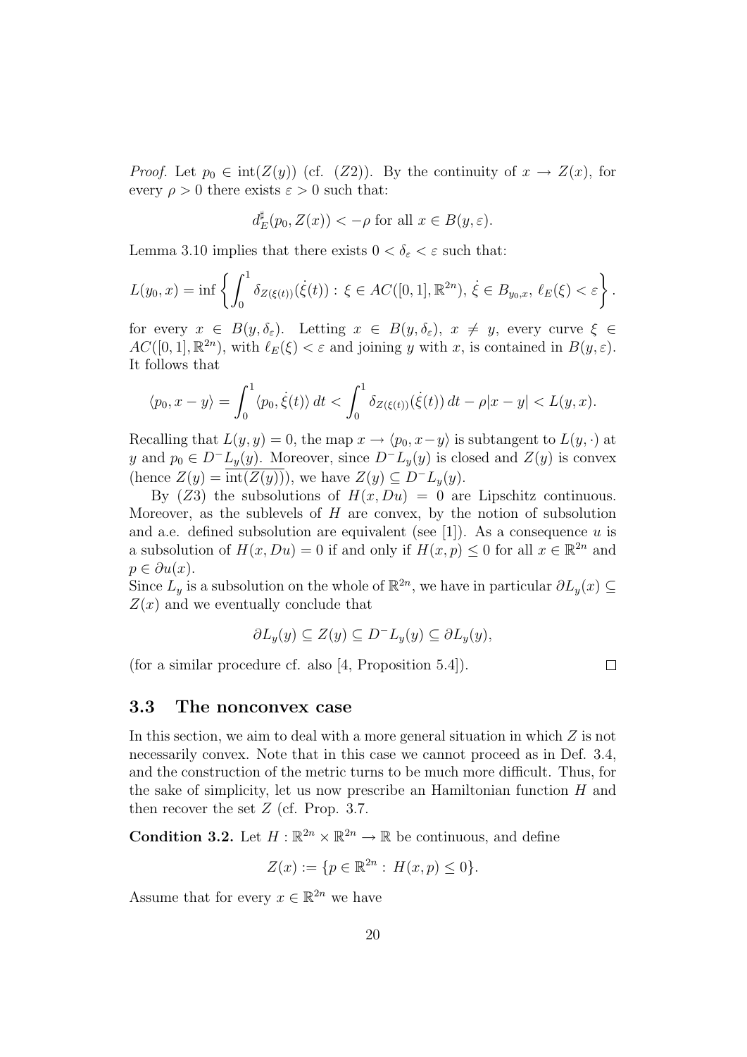*Proof.* Let $p_0 \in \text{int}(Z(y))$ (cf. $(Z2)$). By the continuity of $x \to Z(x)$, for every $\rho > 0$ there exists $\varepsilon > 0$ such that:

$$d_E^\sharp(p_0, Z(x)) < -\rho \text{ for all } x \in B(y, \varepsilon).$$

Lemma 3.10 implies that there exists $0 < \delta_\varepsilon < \varepsilon$ such that:

$$L(y_0, x) = \inf \left\{ \int_0^1 \delta_{Z(\xi(t))}(\dot{\xi}(t)) : \xi \in AC([0,1], \mathbb{R}^{2n}),\ \dot{\xi} \in B_{y_0,x},\ \ell_E(\xi) < \varepsilon \right\}.$$

for every $x \in B(y, \delta_\varepsilon)$. Letting $x \in B(y, \delta_\varepsilon)$, $x \neq y$, every curve $\xi \in AC([0,1], \mathbb{R}^{2n})$, with $\ell_E(\xi) < \varepsilon$ and joining $y$ with $x$, is contained in $B(y, \varepsilon)$. It follows that

$$\langle p_0, x - y \rangle = \int_0^1 \langle p_0, \dot{\xi}(t) \rangle \, dt < \int_0^1 \delta_{Z(\xi(t))}(\dot{\xi}(t)) \, dt - \rho |x - y| < L(y, x).$$

Recalling that $L(y, y) = 0$, the map $x \to \langle p_0, x - y \rangle$ is subtangent to $L(y, \cdot)$ at $y$ and $p_0 \in D^- L_y(y)$. Moreover, since $D^- L_y(y)$ is closed and $Z(y)$ is convex (hence $Z(y) = \overline{\text{int}(Z(y))}$), we have $Z(y) \subseteq D^- L_y(y)$.

By $(Z3)$ the subsolutions of $H(x, Du) = 0$ are Lipschitz continuous. Moreover, as the sublevels of $H$ are convex, by the notion of subsolution and a.e. defined subsolution are equivalent (see [1]). As a consequence $u$ is a subsolution of $H(x, Du) = 0$ if and only if $H(x, p) \leq 0$ for all $x \in \mathbb{R}^{2n}$ and $p \in \partial u(x)$.

Since $L_y$ is a subsolution on the whole of $\mathbb{R}^{2n}$, we have in particular $\partial L_y(x) \subseteq Z(x)$ and we eventually conclude that

$$\partial L_y(y) \subseteq Z(y) \subseteq D^- L_y(y) \subseteq \partial L_y(y),$$

(for a similar procedure cf. also [4, Proposition 5.4]). $\square$

### 3.3 The nonconvex case

In this section, we aim to deal with a more general situation in which $Z$ is not necessarily convex. Note that in this case we cannot proceed as in Def. 3.4, and the construction of the metric turns to be much more difficult. Thus, for the sake of simplicity, let us now prescribe an Hamiltonian function $H$ and then recover the set $Z$ (cf. Prop. 3.7.

**Condition 3.2.** Let $H : \mathbb{R}^{2n} \times \mathbb{R}^{2n} \to \mathbb{R}$ be continuous, and define

$$Z(x) := \{p \in \mathbb{R}^{2n} : H(x, p) \leq 0\}.$$

Assume that for every $x \in \mathbb{R}^{2n}$ we have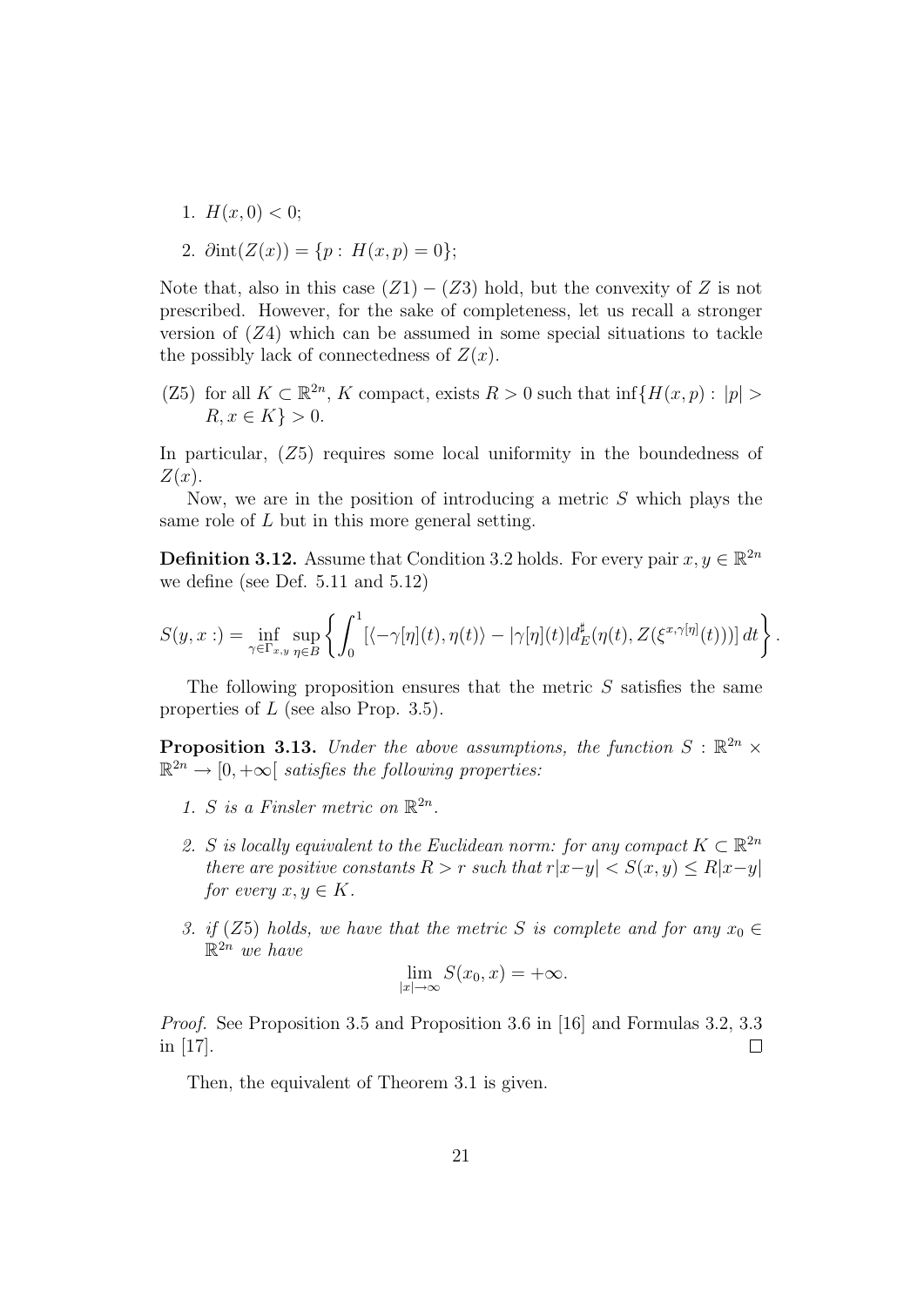1. $H(x, 0) < 0$;
2. $\partial \text{int}(Z(x)) = \{p : \, H(x, p) = 0\}$;

Note that, also in this case $(Z1) - (Z3)$ hold, but the convexity of $Z$ is not prescribed. However, for the sake of completeness, let us recall a stronger version of $(Z4)$ which can be assumed in some special situations to tackle the possibly lack of connectedness of $Z(x)$.

(Z5) for all $K \subset \mathbb{R}^{2n}$, $K$ compact, exists $R > 0$ such that $\inf\{H(x, p) : \, |p| > R, x \in K\} > 0$.

In particular, $(Z5)$ requires some local uniformity in the boundedness of $Z(x)$.

Now, we are in the position of introducing a metric $S$ which plays the same role of $L$ but in this more general setting.

**Definition 3.12.** Assume that Condition 3.2 holds. For every pair $x, y \in \mathbb{R}^{2n}$ we define (see Def. 5.11 and 5.12)

$$S(y, x :) = \inf_{\gamma \in \Gamma_{x,y}} \sup_{\eta \in B} \left\{ \int_0^1 [\langle -\gamma[\eta](t), \eta(t) \rangle - |\gamma[\eta](t)| d_E^\sharp(\eta(t), Z(\xi^{x, \gamma[\eta]}(t)))] \, dt \right\}.$$

The following proposition ensures that the metric $S$ satisfies the same properties of $L$ (see also Prop. 3.5).

**Proposition 3.13.** *Under the above assumptions, the function $S : \mathbb{R}^{2n} \times \mathbb{R}^{2n} \to [0, +\infty[$ satisfies the following properties:*

1. *$S$ is a Finsler metric on $\mathbb{R}^{2n}$.*
2. *$S$ is locally equivalent to the Euclidean norm: for any compact $K \subset \mathbb{R}^{2n}$ there are positive constants $R > r$ such that $r|x - y| < S(x, y) \leq R|x - y|$ for every $x, y \in K$.*
3. *if $(Z5)$ holds, we have that the metric $S$ is complete and for any $x_0 \in \mathbb{R}^{2n}$ we have*
$$\lim_{|x| \to \infty} S(x_0, x) = +\infty.$$

*Proof.* See Proposition 3.5 and Proposition 3.6 in [16] and Formulas 3.2, 3.3 in [17]. $\square$

Then, the equivalent of Theorem 3.1 is given.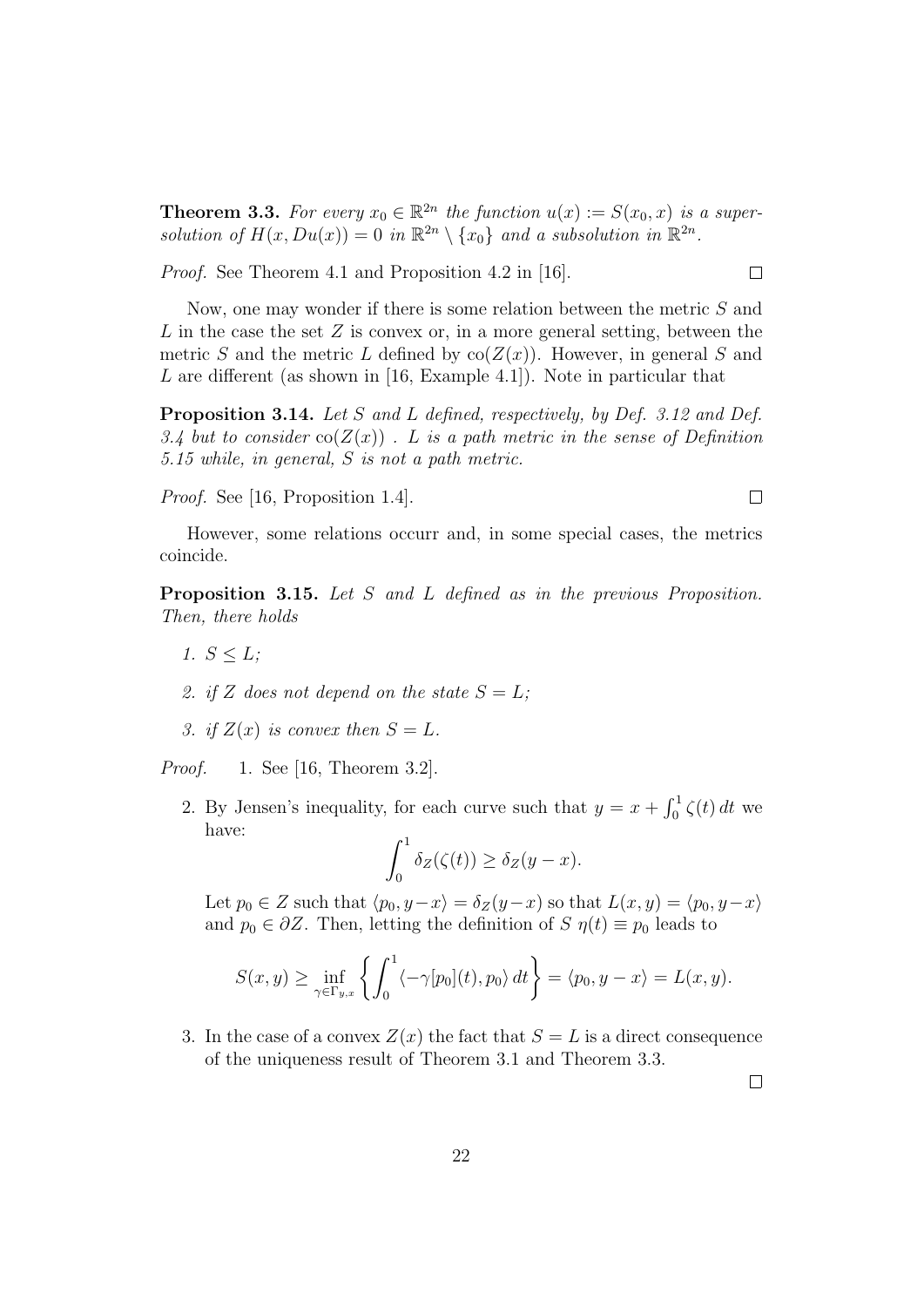**Theorem 3.3.** *For every $x_0 \in \mathbb{R}^{2n}$ the function $u(x) := S(x_0, x)$ is a supersolution of $H(x, Du(x)) = 0$ in $\mathbb{R}^{2n} \setminus \{x_0\}$ and a subsolution in $\mathbb{R}^{2n}$.*

*Proof.* See Theorem 4.1 and Proposition 4.2 in [16]. $\square$

Now, one may wonder if there is some relation between the metric $S$ and $L$ in the case the set $Z$ is convex or, in a more general setting, between the metric $S$ and the metric $L$ defined by $\mathrm{co}(Z(x))$. However, in general $S$ and $L$ are different (as shown in [16, Example 4.1]). Note in particular that

**Proposition 3.14.** *Let $S$ and $L$ defined, respectively, by Def. 3.12 and Def. 3.4 but to consider $\mathrm{co}(Z(x))$ . $L$ is a path metric in the sense of Definition 5.15 while, in general, $S$ is not a path metric.*

*Proof.* See [16, Proposition 1.4]. $\square$

However, some relations occurr and, in some special cases, the metrics coincide.

**Proposition 3.15.** *Let $S$ and $L$ defined as in the previous Proposition. Then, there holds*

1. *$S \leq L$;*
2. *if $Z$ does not depend on the state $S = L$;*
3. *if $Z(x)$ is convex then $S = L$.*

*Proof.*

1. See [16, Theorem 3.2].
2. By Jensen's inequality, for each curve such that $y = x + \int_0^1 \zeta(t)\, dt$ we have:
$$\int_0^1 \delta_Z(\zeta(t)) \geq \delta_Z(y - x).$$
Let $p_0 \in Z$ such that $\langle p_0, y-x \rangle = \delta_Z(y-x)$ so that $L(x, y) = \langle p_0, y-x \rangle$ and $p_0 \in \partial Z$. Then, letting the definition of $S$ $\eta(t) \equiv p_0$ leads to
$$S(x, y) \geq \inf_{\gamma \in \Gamma_{y,x}} \left\{ \int_0^1 \langle -\gamma[p_0](t), p_0 \rangle\, dt \right\} = \langle p_0, y - x \rangle = L(x, y).$$
3. In the case of a convex $Z(x)$ the fact that $S = L$ is a direct consequence of the uniqueness result of Theorem 3.1 and Theorem 3.3.

$\square$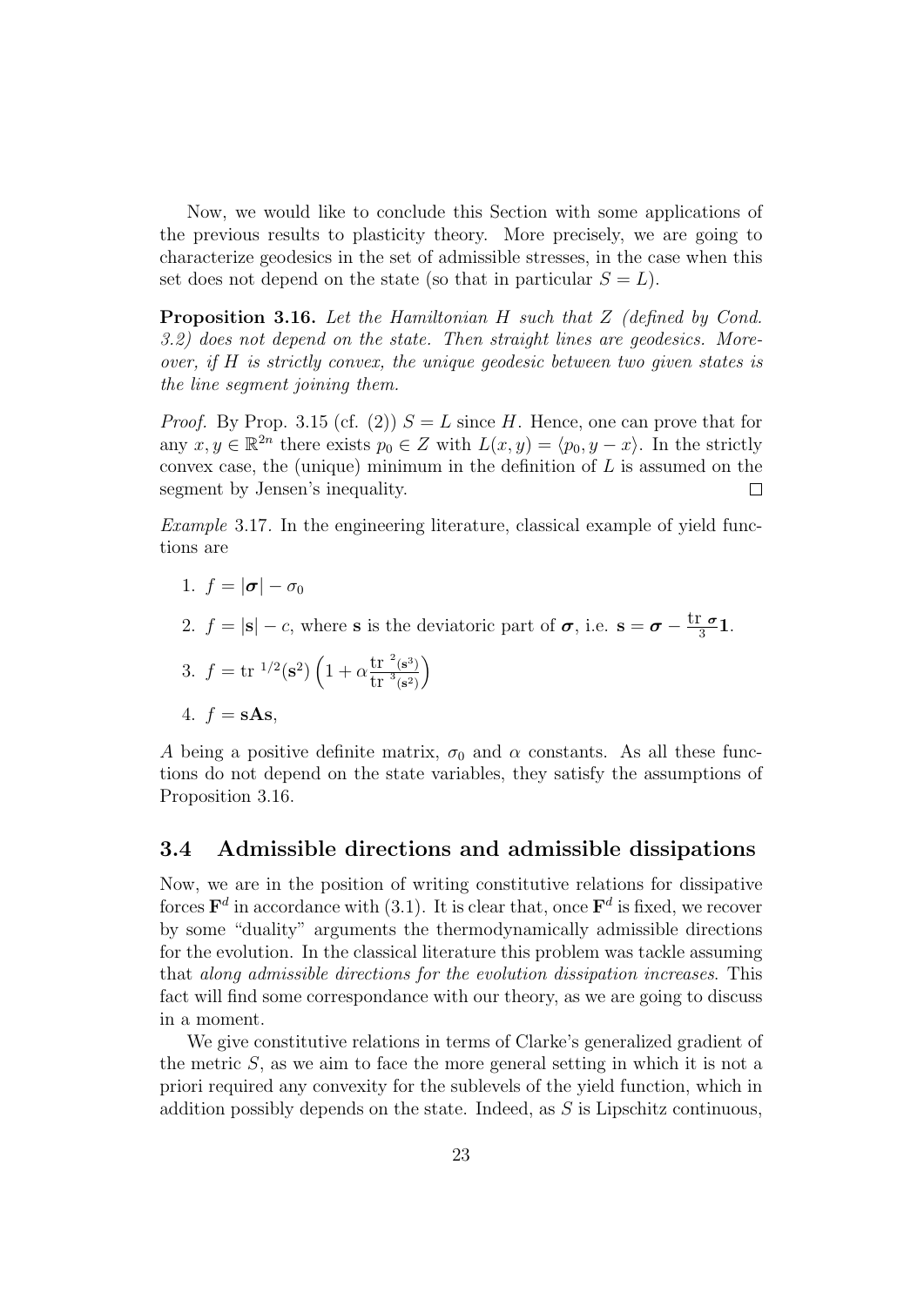Now, we would like to conclude this Section with some applications of the previous results to plasticity theory. More precisely, we are going to characterize geodesics in the set of admissible stresses, in the case when this set does not depend on the state (so that in particular $S = L$).

**Proposition 3.16.** *Let the Hamiltonian $H$ such that $Z$ (defined by Cond. 3.2) does not depend on the state. Then straight lines are geodesics. Moreover, if $H$ is strictly convex, the unique geodesic between two given states is the line segment joining them.*

*Proof.* By Prop. 3.15 (cf. (2)) $S = L$ since $H$. Hence, one can prove that for any $x, y \in \mathbb{R}^{2n}$ there exists $p_0 \in Z$ with $L(x, y) = \langle p_0, y - x \rangle$. In the strictly convex case, the (unique) minimum in the definition of $L$ is assumed on the segment by Jensen's inequality. $\square$

*Example* 3.17. In the engineering literature, classical example of yield functions are

1. $f = |\boldsymbol{\sigma}| - \sigma_0$
2. $f = |\mathbf{s}| - c$, where $\mathbf{s}$ is the deviatoric part of $\boldsymbol{\sigma}$, i.e. $\mathbf{s} = \boldsymbol{\sigma} - \frac{\operatorname{tr} \boldsymbol{\sigma}}{3} \mathbf{1}$.
3. $f = \operatorname{tr}^{1/2}(\mathbf{s}^2) \left(1 + \alpha \frac{\operatorname{tr}^2(\mathbf{s}^3)}{\operatorname{tr}^3(\mathbf{s}^2)}\right)$
4. $f = \mathbf{s} \mathbf{A} \mathbf{s}$,

$A$ being a positive definite matrix, $\sigma_0$ and $\alpha$ constants. As all these functions do not depend on the state variables, they satisfy the assumptions of Proposition 3.16.

### 3.4 Admissible directions and admissible dissipations

Now, we are in the position of writing constitutive relations for dissipative forces $\mathbf{F}^d$ in accordance with (3.1). It is clear that, once $\mathbf{F}^d$ is fixed, we recover by some "duality" arguments the thermodynamically admissible directions for the evolution. In the classical literature this problem was tackle assuming that *along admissible directions for the evolution dissipation increases*. This fact will find some correspondance with our theory, as we are going to discuss in a moment.

We give constitutive relations in terms of Clarke's generalized gradient of the metric $S$, as we aim to face the more general setting in which it is not a priori required any convexity for the sublevels of the yield function, which in addition possibly depends on the state. Indeed, as $S$ is Lipschitz continuous,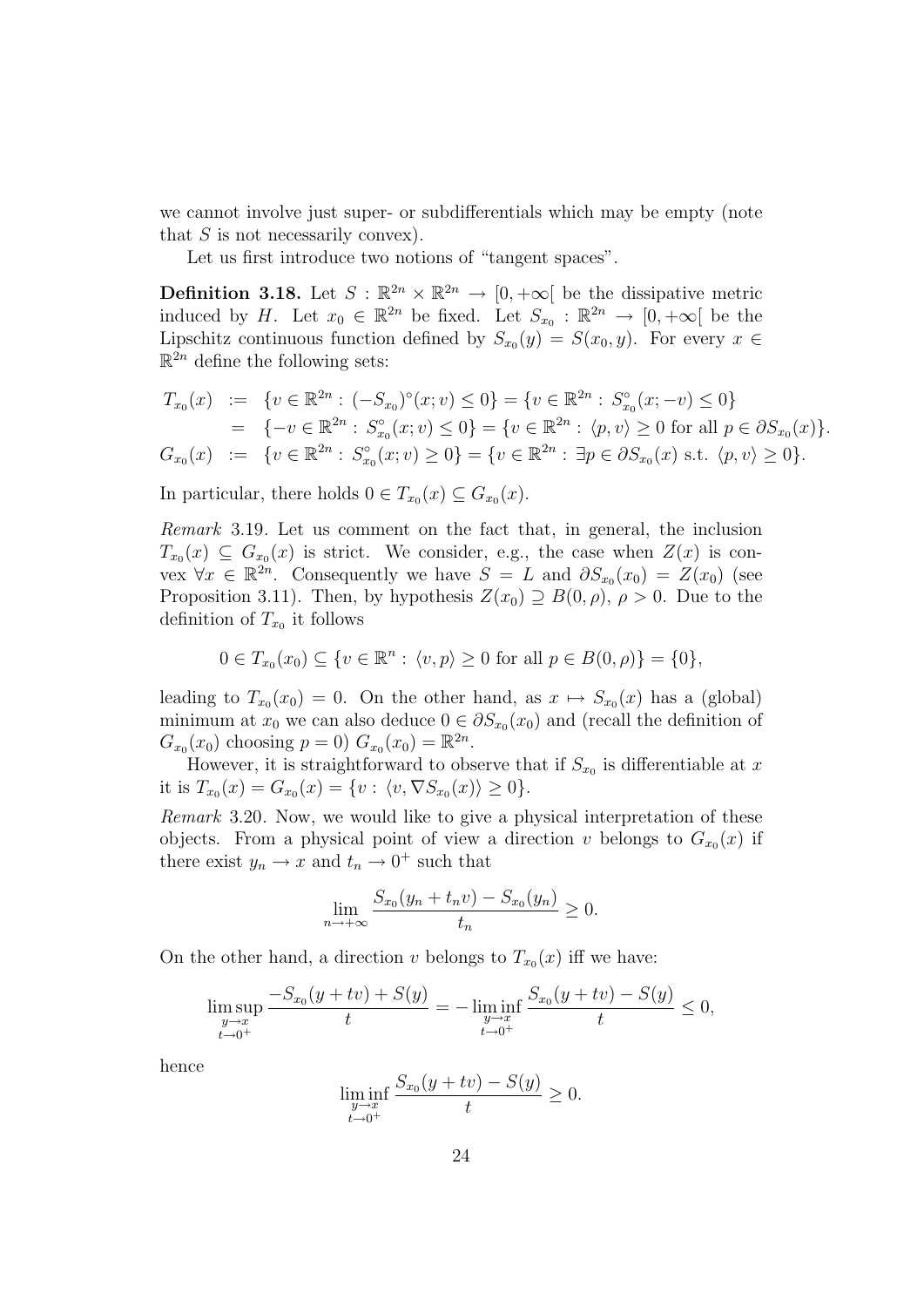we cannot involve just super- or subdifferentials which may be empty (note that $S$ is not necessarily convex).

Let us first introduce two notions of "tangent spaces".

**Definition 3.18.** Let $S : \mathbb{R}^{2n} \times \mathbb{R}^{2n} \to [0, +\infty[$ be the dissipative metric induced by $H$. Let $x_0 \in \mathbb{R}^{2n}$ be fixed. Let $S_{x_0} : \mathbb{R}^{2n} \to [0, +\infty[$ be the Lipschitz continuous function defined by $S_{x_0}(y) = S(x_0, y)$. For every $x \in \mathbb{R}^{2n}$ define the following sets:

$$
\begin{aligned}
T_{x_0}(x) &:= \{v \in \mathbb{R}^{2n} : (-S_{x_0})^\circ(x; v) \leq 0\} = \{v \in \mathbb{R}^{2n} : S^\circ_{x_0}(x; -v) \leq 0\} \\
&= \{-v \in \mathbb{R}^{2n} : S^\circ_{x_0}(x; v) \leq 0\} = \{v \in \mathbb{R}^{2n} : \langle p, v \rangle \geq 0 \text{ for all } p \in \partial S_{x_0}(x)\}. \\
G_{x_0}(x) &:= \{v \in \mathbb{R}^{2n} : S^\circ_{x_0}(x; v) \geq 0\} = \{v \in \mathbb{R}^{2n} : \exists p \in \partial S_{x_0}(x) \text{ s.t. } \langle p, v \rangle \geq 0\}.
\end{aligned}
$$

In particular, there holds $0 \in T_{x_0}(x) \subseteq G_{x_0}(x)$.

*Remark* 3.19. Let us comment on the fact that, in general, the inclusion $T_{x_0}(x) \subseteq G_{x_0}(x)$ is strict. We consider, e.g., the case when $Z(x)$ is convex $\forall x \in \mathbb{R}^{2n}$. Consequently we have $S = L$ and $\partial S_{x_0}(x_0) = Z(x_0)$ (see Proposition 3.11). Then, by hypothesis $Z(x_0) \supseteq B(0, \rho)$, $\rho > 0$. Due to the definition of $T_{x_0}$ it follows

$$
0 \in T_{x_0}(x_0) \subseteq \{v \in \mathbb{R}^n : \langle v, p \rangle \geq 0 \text{ for all } p \in B(0, \rho)\} = \{0\},
$$

leading to $T_{x_0}(x_0) = 0$. On the other hand, as $x \mapsto S_{x_0}(x)$ has a (global) minimum at $x_0$ we can also deduce $0 \in \partial S_{x_0}(x_0)$ and (recall the definition of $G_{x_0}(x_0)$ choosing $p = 0$) $G_{x_0}(x_0) = \mathbb{R}^{2n}$.

However, it is straightforward to observe that if $S_{x_0}$ is differentiable at $x$ it is $T_{x_0}(x) = G_{x_0}(x) = \{v : \langle v, \nabla S_{x_0}(x) \rangle \geq 0\}$.

*Remark* 3.20. Now, we would like to give a physical interpretation of these objects. From a physical point of view a direction $v$ belongs to $G_{x_0}(x)$ if there exist $y_n \to x$ and $t_n \to 0^+$ such that

$$
\lim_{n \to +\infty} \frac{S_{x_0}(y_n + t_n v) - S_{x_0}(y_n)}{t_n} \geq 0.
$$

On the other hand, a direction $v$ belongs to $T_{x_0}(x)$ iff we have:

$$
\limsup_{\substack{y \to x \\ t \to 0^+}} \frac{-S_{x_0}(y + tv) + S(y)}{t} = -\liminf_{\substack{y \to x \\ t \to 0^+}} \frac{S_{x_0}(y + tv) - S(y)}{t} \leq 0,
$$

hence

$$
\liminf_{\substack{y \to x \\ t \to 0^+}} \frac{S_{x_0}(y + tv) - S(y)}{t} \geq 0.
$$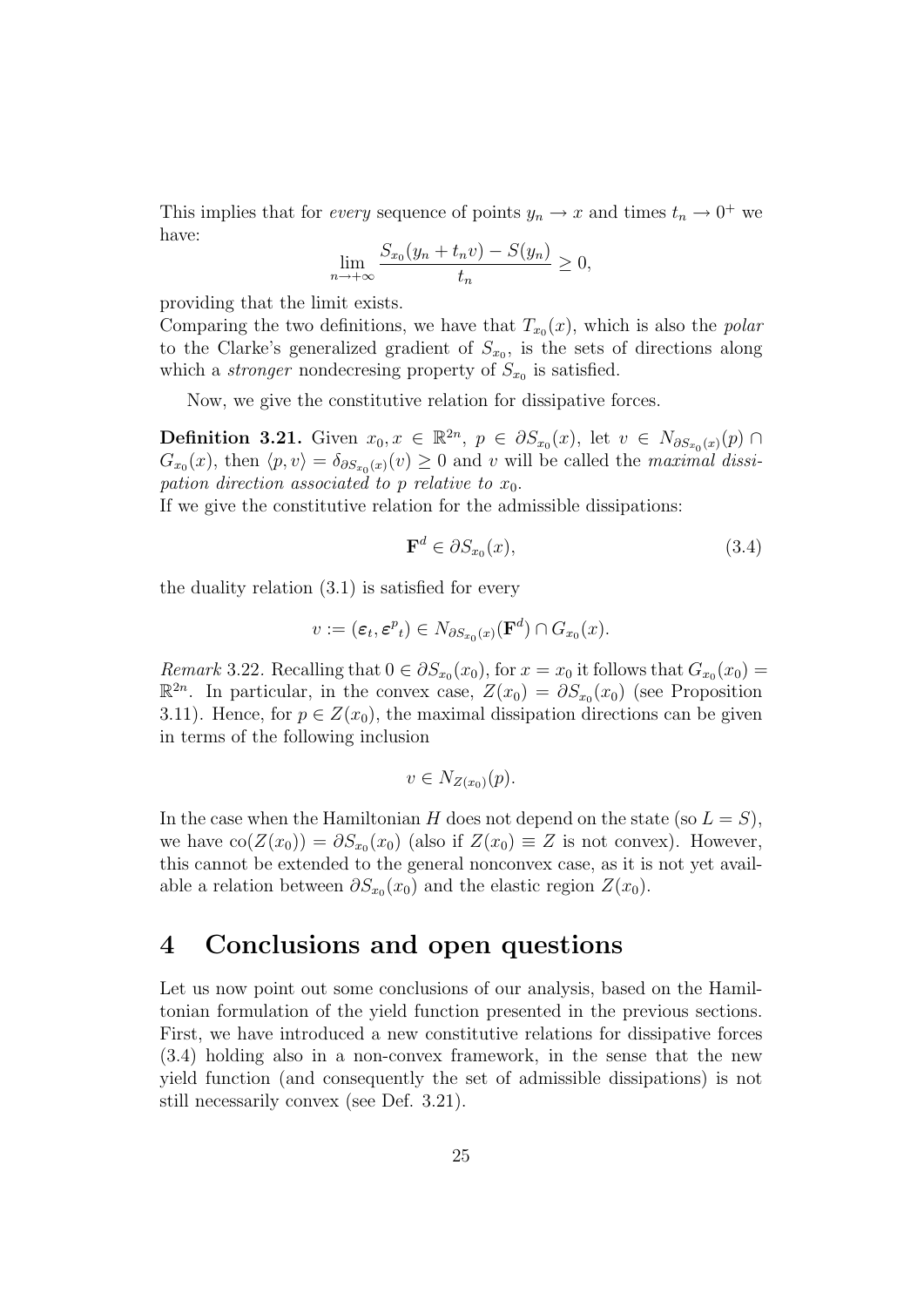This implies that for *every* sequence of points $y_n \to x$ and times $t_n \to 0^+$ we have:

$$\lim_{n\to+\infty} \frac{S_{x_0}(y_n + t_n v) - S(y_n)}{t_n} \geq 0,$$

providing that the limit exists.
Comparing the two definitions, we have that $T_{x_0}(x)$, which is also the *polar* to the Clarke's generalized gradient of $S_{x_0}$, is the sets of directions along which a *stronger* nondecresing property of $S_{x_0}$ is satisfied.

Now, we give the constitutive relation for dissipative forces.

**Definition 3.21.** Given $x_0, x \in \mathbb{R}^{2n}$, $p \in \partial S_{x_0}(x)$, let $v \in N_{\partial S_{x_0}(x)}(p) \cap G_{x_0}(x)$, then $\langle p, v\rangle = \delta_{\partial S_{x_0}(x)}(v) \geq 0$ and $v$ will be called the *maximal dissipation direction associated to $p$ relative to $x_0$*.
If we give the constitutive relation for the admissible dissipations:

$$\mathbf{F}^d \in \partial S_{x_0}(x), \tag{3.4}$$

the duality relation (3.1) is satisfied for every

$$v := (\boldsymbol{\varepsilon}_t, {\boldsymbol{\varepsilon}^p}_t) \in N_{\partial S_{x_0}(x)}(\mathbf{F}^d) \cap G_{x_0}(x).$$

*Remark* 3.22. Recalling that $0 \in \partial S_{x_0}(x_0)$, for $x = x_0$ it follows that $G_{x_0}(x_0) = \mathbb{R}^{2n}$. In particular, in the convex case, $Z(x_0) = \partial S_{x_0}(x_0)$ (see Proposition 3.11). Hence, for $p \in Z(x_0)$, the maximal dissipation directions can be given in terms of the following inclusion

$$v \in N_{Z(x_0)}(p).$$

In the case when the Hamiltonian $H$ does not depend on the state (so $L = S$), we have $\mathrm{co}(Z(x_0)) = \partial S_{x_0}(x_0)$ (also if $Z(x_0) \equiv Z$ is not convex). However, this cannot be extended to the general nonconvex case, as it is not yet available a relation between $\partial S_{x_0}(x_0)$ and the elastic region $Z(x_0)$.

# 4 Conclusions and open questions

Let us now point out some conclusions of our analysis, based on the Hamiltonian formulation of the yield function presented in the previous sections. First, we have introduced a new constitutive relations for dissipative forces (3.4) holding also in a non-convex framework, in the sense that the new yield function (and consequently the set of admissible dissipations) is not still necessarily convex (see Def. 3.21).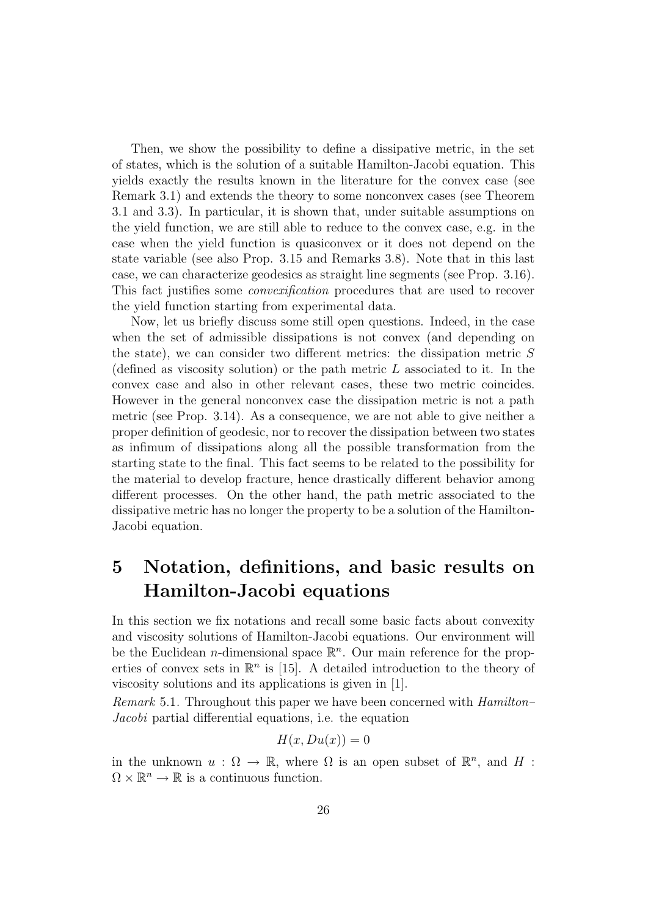Then, we show the possibility to define a dissipative metric, in the set of states, which is the solution of a suitable Hamilton-Jacobi equation. This yields exactly the results known in the literature for the convex case (see Remark 3.1) and extends the theory to some nonconvex cases (see Theorem 3.1 and 3.3). In particular, it is shown that, under suitable assumptions on the yield function, we are still able to reduce to the convex case, e.g. in the case when the yield function is quasiconvex or it does not depend on the state variable (see also Prop. 3.15 and Remarks 3.8). Note that in this last case, we can characterize geodesics as straight line segments (see Prop. 3.16). This fact justifies some *convexification* procedures that are used to recover the yield function starting from experimental data.

Now, let us briefly discuss some still open questions. Indeed, in the case when the set of admissible dissipations is not convex (and depending on the state), we can consider two different metrics: the dissipation metric $S$ (defined as viscosity solution) or the path metric $L$ associated to it. In the convex case and also in other relevant cases, these two metric coincides. However in the general nonconvex case the dissipation metric is not a path metric (see Prop. 3.14). As a consequence, we are not able to give neither a proper definition of geodesic, nor to recover the dissipation between two states as infimum of dissipations along all the possible transformation from the starting state to the final. This fact seems to be related to the possibility for the material to develop fracture, hence drastically different behavior among different processes. On the other hand, the path metric associated to the dissipative metric has no longer the property to be a solution of the Hamilton-Jacobi equation.

# 5 Notation, definitions, and basic results on Hamilton-Jacobi equations

In this section we fix notations and recall some basic facts about convexity and viscosity solutions of Hamilton-Jacobi equations. Our environment will be the Euclidean $n$-dimensional space $\mathbb{R}^n$. Our main reference for the properties of convex sets in $\mathbb{R}^n$ is [15]. A detailed introduction to the theory of viscosity solutions and its applications is given in [1].

*Remark* 5.1. Throughout this paper we have been concerned with *Hamilton–Jacobi* partial differential equations, i.e. the equation

$$H(x, Du(x)) = 0$$

in the unknown $u : \Omega \to \mathbb{R}$, where $\Omega$ is an open subset of $\mathbb{R}^n$, and $H : \Omega \times \mathbb{R}^n \to \mathbb{R}$ is a continuous function.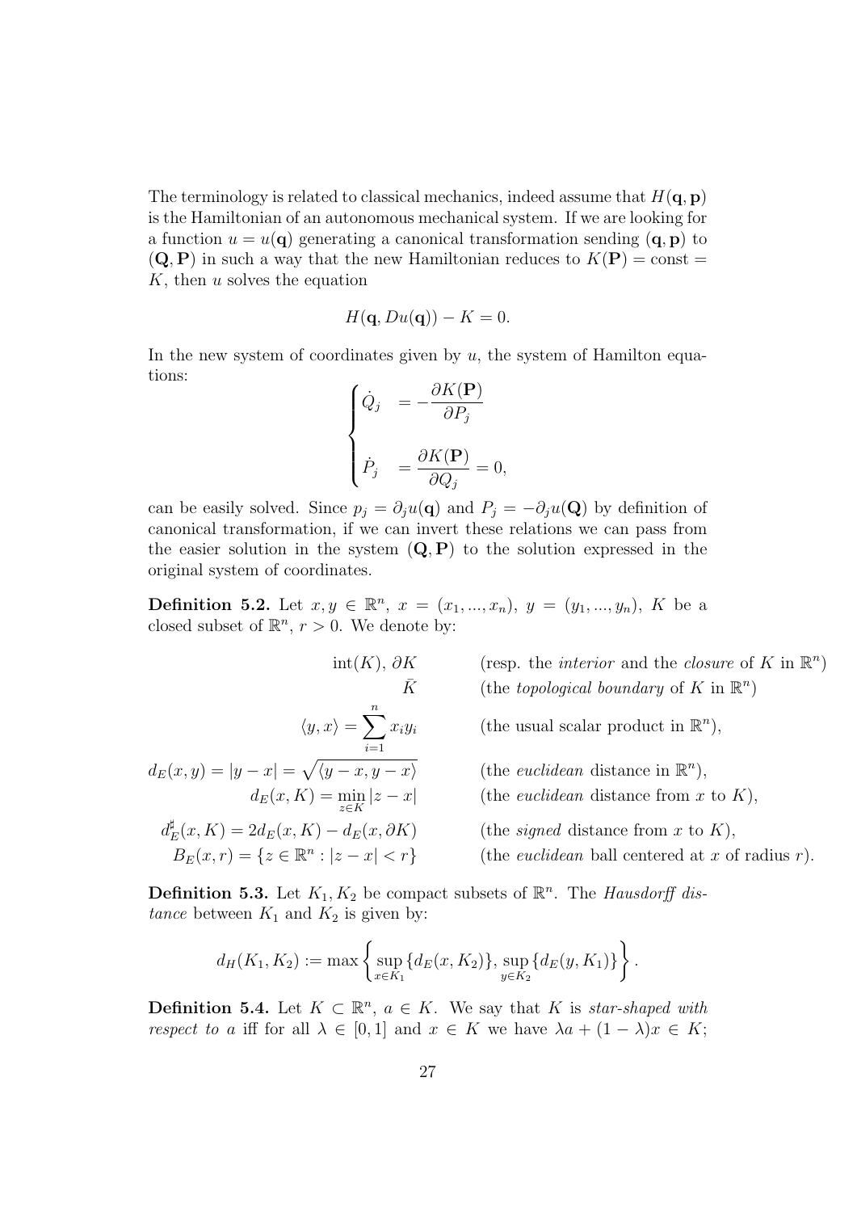The terminology is related to classical mechanics, indeed assume that $H(\mathbf{q}, \mathbf{p})$ is the Hamiltonian of an autonomous mechanical system. If we are looking for a function $u = u(\mathbf{q})$ generating a canonical transformation sending $(\mathbf{q}, \mathbf{p})$ to $(\mathbf{Q}, \mathbf{P})$ in such a way that the new Hamiltonian reduces to $K(\mathbf{P}) = \text{const} = K$, then $u$ solves the equation

$$H(\mathbf{q}, Du(\mathbf{q})) - K = 0.$$

In the new system of coordinates given by $u$, the system of Hamilton equations:

$$\begin{cases} \dot{Q}_j &= -\dfrac{\partial K(\mathbf{P})}{\partial P_j} \\ \\ \dot{P}_j &= \dfrac{\partial K(\mathbf{P})}{\partial Q_j} = 0, \end{cases}$$

can be easily solved. Since $p_j = \partial_j u(\mathbf{q})$ and $P_j = -\partial_j u(\mathbf{Q})$ by definition of canonical transformation, if we can invert these relations we can pass from the easier solution in the system $(\mathbf{Q}, \mathbf{P})$ to the solution expressed in the original system of coordinates.

**Definition 5.2.** Let $x, y \in \mathbb{R}^n$, $x = (x_1, ..., x_n)$, $y = (y_1, ..., y_n)$, $K$ be a closed subset of $\mathbb{R}^n$, $r > 0$. We denote by:

| | |
|---|---|
| $\text{int}(K)$, $\partial K$ | (resp. the *interior* and the *closure* of $K$ in $\mathbb{R}^n$) |
| $\bar{K}$ | (the *topological boundary* of $K$ in $\mathbb{R}^n$) |
| $\langle y, x \rangle = \sum_{i=1}^{n} x_i y_i$ | (the usual scalar product in $\mathbb{R}^n$), |
| $d_E(x, y) = \lvert y - x \rvert = \sqrt{\langle y - x, y - x \rangle}$ | (the *euclidean* distance in $\mathbb{R}^n$), |
| $d_E(x, K) = \min_{z \in K} \lvert z - x \rvert$ | (the *euclidean* distance from $x$ to $K$), |
| $d_E^\sharp(x, K) = 2d_E(x, K) - d_E(x, \partial K)$ | (the *signed* distance from $x$ to $K$), |
| $B_E(x, r) = \{z \in \mathbb{R}^n : \lvert z - x \rvert < r\}$ | (the *euclidean* ball centered at $x$ of radius $r$). |

**Definition 5.3.** Let $K_1, K_2$ be compact subsets of $\mathbb{R}^n$. The *Hausdorff distance* between $K_1$ and $K_2$ is given by:

$$d_H(K_1, K_2) := \max \left\{ \sup_{x \in K_1} \{d_E(x, K_2)\}, \sup_{y \in K_2} \{d_E(y, K_1)\} \right\}.$$

**Definition 5.4.** Let $K \subset \mathbb{R}^n$, $a \in K$. We say that $K$ is *star-shaped with respect to a* iff for all $\lambda \in [0, 1]$ and $x \in K$ we have $\lambda a + (1 - \lambda)x \in K$;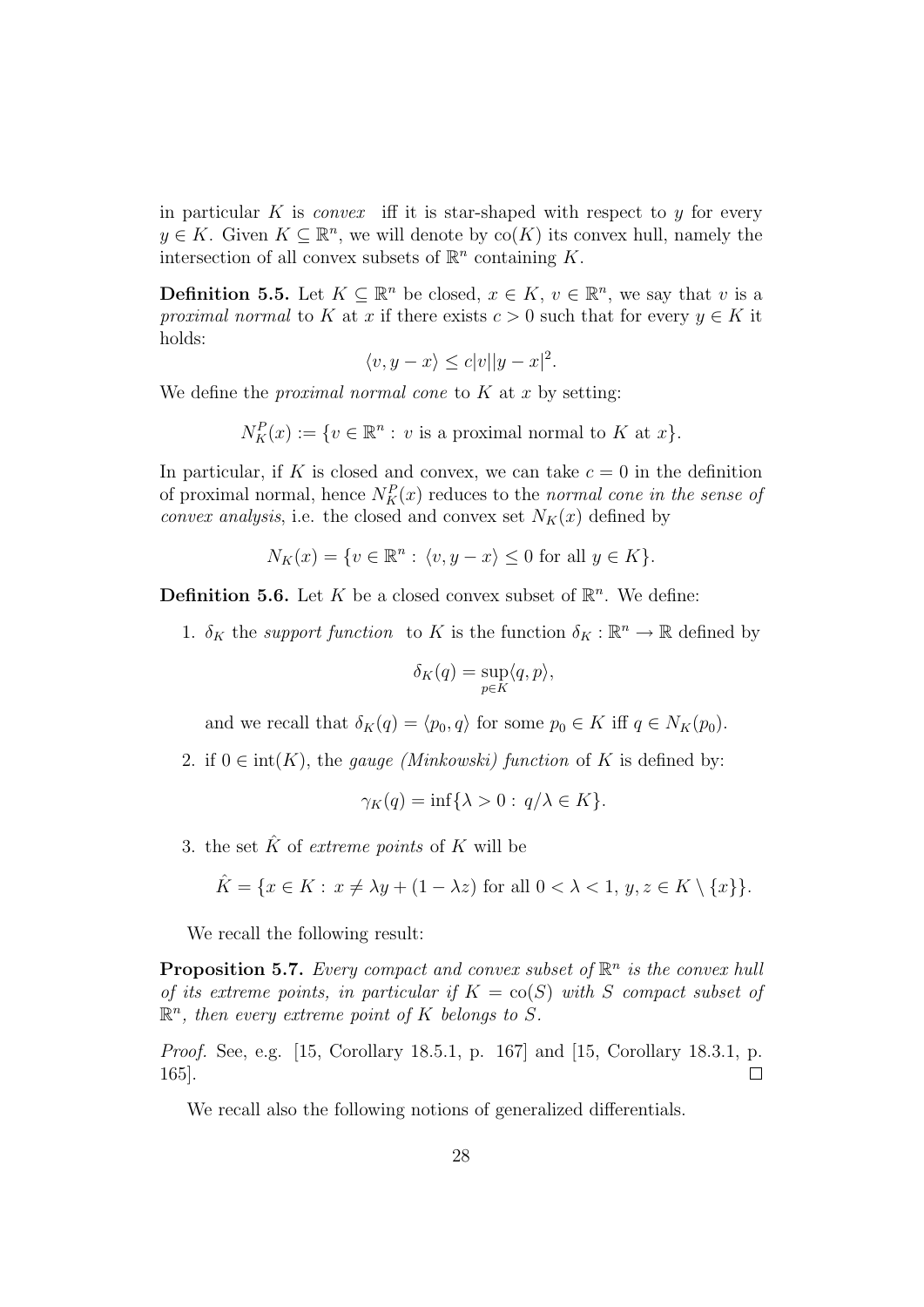in particular $K$ is *convex* iff it is star-shaped with respect to $y$ for every $y \in K$. Given $K \subseteq \mathbb{R}^n$, we will denote by $\mathrm{co}(K)$ its convex hull, namely the intersection of all convex subsets of $\mathbb{R}^n$ containing $K$.

**Definition 5.5.** Let $K \subseteq \mathbb{R}^n$ be closed, $x \in K$, $v \in \mathbb{R}^n$, we say that $v$ is a *proximal normal* to $K$ at $x$ if there exists $c > 0$ such that for every $y \in K$ it holds:

$$\langle v, y - x\rangle \leq c|v||y - x|^2.$$

We define the *proximal normal cone* to $K$ at $x$ by setting:

$$N_K^P(x) := \{v \in \mathbb{R}^n : v \text{ is a proximal normal to } K \text{ at } x\}.$$

In particular, if $K$ is closed and convex, we can take $c = 0$ in the definition of proximal normal, hence $N_K^P(x)$ reduces to the *normal cone in the sense of convex analysis*, i.e. the closed and convex set $N_K(x)$ defined by

$$N_K(x) = \{v \in \mathbb{R}^n : \langle v, y - x\rangle \leq 0 \text{ for all } y \in K\}.$$

**Definition 5.6.** Let $K$ be a closed convex subset of $\mathbb{R}^n$. We define:

1. $\delta_K$ the *support function* to $K$ is the function $\delta_K : \mathbb{R}^n \to \mathbb{R}$ defined by

   $$\delta_K(q) = \sup_{p \in K} \langle q, p\rangle,$$

   and we recall that $\delta_K(q) = \langle p_0, q\rangle$ for some $p_0 \in K$ iff $q \in N_K(p_0)$.

2. if $0 \in \mathrm{int}(K)$, the *gauge (Minkowski) function* of $K$ is defined by:

   $$\gamma_K(q) = \inf\{\lambda > 0 : q/\lambda \in K\}.$$

3. the set $\hat{K}$ of *extreme points* of $K$ will be

   $$\hat{K} = \{x \in K : x \neq \lambda y + (1 - \lambda z) \text{ for all } 0 < \lambda < 1,\, y, z \in K \setminus \{x\}\}.$$

We recall the following result:

**Proposition 5.7.** *Every compact and convex subset of $\mathbb{R}^n$ is the convex hull of its extreme points, in particular if $K = \mathrm{co}(S)$ with $S$ compact subset of $\mathbb{R}^n$, then every extreme point of $K$ belongs to $S$.*

*Proof.* See, e.g. [15, Corollary 18.5.1, p. 167] and [15, Corollary 18.3.1, p. 165]. ☐

We recall also the following notions of generalized differentials.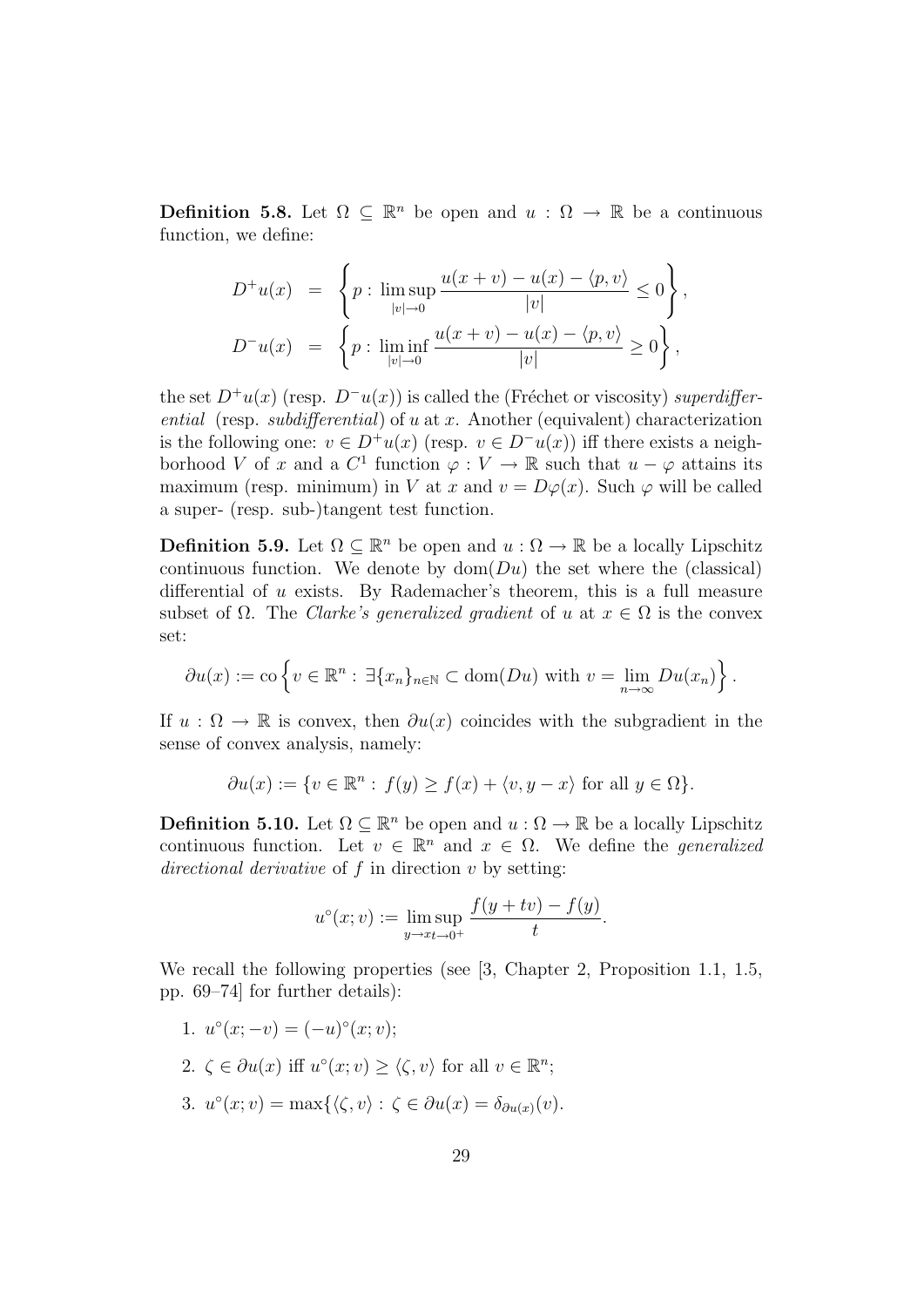**Definition 5.8.** Let $\Omega \subseteq \mathbb{R}^n$ be open and $u : \Omega \to \mathbb{R}$ be a continuous function, we define:

$$
\begin{aligned}
D^+u(x) &= \left\{ p : \limsup_{|v|\to 0} \frac{u(x+v) - u(x) - \langle p, v\rangle}{|v|} \leq 0 \right\}, \\
D^-u(x) &= \left\{ p : \liminf_{|v|\to 0} \frac{u(x+v) - u(x) - \langle p, v\rangle}{|v|} \geq 0 \right\},
\end{aligned}
$$

the set $D^+u(x)$ (resp. $D^-u(x)$) is called the (Fréchet or viscosity) *superdifferential* (resp. *subdifferential*) of $u$ at $x$. Another (equivalent) characterization is the following one: $v \in D^+u(x)$ (resp. $v \in D^-u(x)$) iff there exists a neighborhood $V$ of $x$ and a $C^1$ function $\varphi : V \to \mathbb{R}$ such that $u - \varphi$ attains its maximum (resp. minimum) in $V$ at $x$ and $v = D\varphi(x)$. Such $\varphi$ will be called a super- (resp. sub-)tangent test function.

**Definition 5.9.** Let $\Omega \subseteq \mathbb{R}^n$ be open and $u : \Omega \to \mathbb{R}$ be a locally Lipschitz continuous function. We denote by $\mathrm{dom}(Du)$ the set where the (classical) differential of $u$ exists. By Rademacher's theorem, this is a full measure subset of $\Omega$. The *Clarke's generalized gradient* of $u$ at $x \in \Omega$ is the convex set:

$$
\partial u(x) := \mathrm{co}\left\{ v \in \mathbb{R}^n : \exists \{x_n\}_{n\in\mathbb{N}} \subset \mathrm{dom}(Du) \text{ with } v = \lim_{n\to\infty} Du(x_n) \right\}.
$$

If $u : \Omega \to \mathbb{R}$ is convex, then $\partial u(x)$ coincides with the subgradient in the sense of convex analysis, namely:

$$
\partial u(x) := \{ v \in \mathbb{R}^n : f(y) \geq f(x) + \langle v, y - x\rangle \text{ for all } y \in \Omega \}.
$$

**Definition 5.10.** Let $\Omega \subseteq \mathbb{R}^n$ be open and $u : \Omega \to \mathbb{R}$ be a locally Lipschitz continuous function. Let $v \in \mathbb{R}^n$ and $x \in \Omega$. We define the *generalized directional derivative* of $f$ in direction $v$ by setting:

$$
u^\circ(x; v) := \limsup_{y\to x t\to 0^+} \frac{f(y + tv) - f(y)}{t}.
$$

We recall the following properties (see [3, Chapter 2, Proposition 1.1, 1.5, pp. 69–74] for further details):

1. $u^\circ(x; -v) = (-u)^\circ(x; v)$;
2. $\zeta \in \partial u(x)$ iff $u^\circ(x; v) \geq \langle \zeta, v\rangle$ for all $v \in \mathbb{R}^n$;
3. $u^\circ(x; v) = \max\{\langle \zeta, v\rangle : \zeta \in \partial u(x) = \delta_{\partial u(x)}(v)$.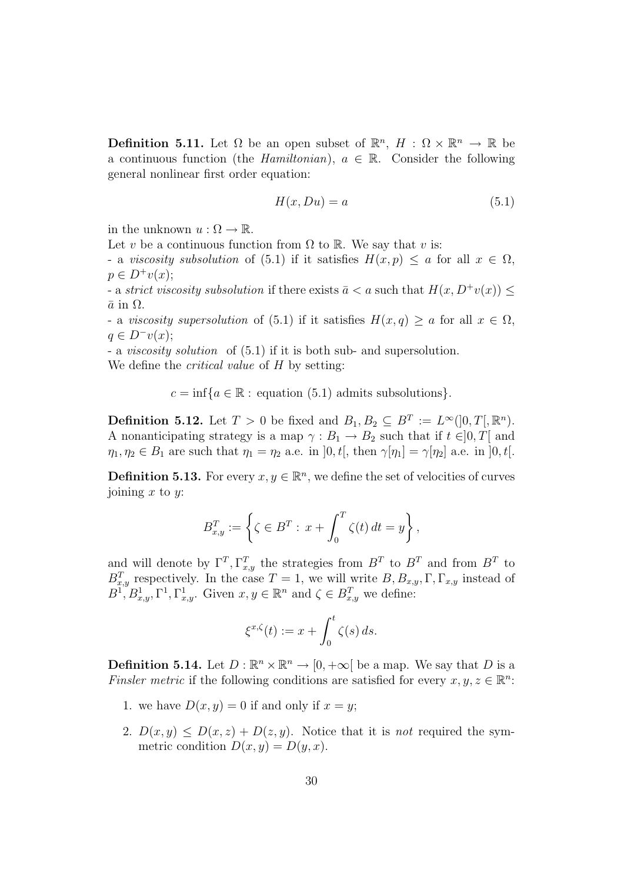**Definition 5.11.** Let $\Omega$ be an open subset of $\mathbb{R}^n$, $H : \Omega \times \mathbb{R}^n \to \mathbb{R}$ be a continuous function (the *Hamiltonian*), $a \in \mathbb{R}$. Consider the following general nonlinear first order equation:

$$H(x, Du) = a \tag{5.1}$$

in the unknown $u : \Omega \to \mathbb{R}$.

Let $v$ be a continuous function from $\Omega$ to $\mathbb{R}$. We say that $v$ is:

- a *viscosity subsolution* of (5.1) if it satisfies $H(x, p) \leq a$ for all $x \in \Omega$, $p \in D^+v(x)$;
- a *strict viscosity subsolution* if there exists $\bar{a} < a$ such that $H(x, D^+v(x)) \leq \bar{a}$ in $\Omega$.
- a *viscosity supersolution* of (5.1) if it satisfies $H(x, q) \geq a$ for all $x \in \Omega$, $q \in D^-v(x)$;
- a *viscosity solution* of (5.1) if it is both sub- and supersolution.

We define the *critical value* of $H$ by setting:

$$c = \inf\{a \in \mathbb{R} : \text{ equation (5.1) admits subsolutions}\}.$$

**Definition 5.12.** Let $T > 0$ be fixed and $B_1, B_2 \subseteq B^T := L^\infty(]0, T[, \mathbb{R}^n)$. A nonanticipating strategy is a map $\gamma : B_1 \to B_2$ such that if $t \in ]0, T[$ and $\eta_1, \eta_2 \in B_1$ are such that $\eta_1 = \eta_2$ a.e. in $]0, t[$, then $\gamma[\eta_1] = \gamma[\eta_2]$ a.e. in $]0, t[$.

**Definition 5.13.** For every $x, y \in \mathbb{R}^n$, we define the set of velocities of curves joining $x$ to $y$:

$$B^T_{x,y} := \left\{ \zeta \in B^T : \, x + \int_0^T \zeta(t)\, dt = y \right\},$$

and will denote by $\Gamma^T, \Gamma^T_{x,y}$ the strategies from $B^T$ to $B^T$ and from $B^T$ to $B^T_{x,y}$ respectively. In the case $T = 1$, we will write $B, B_{x,y}, \Gamma, \Gamma_{x,y}$ instead of $B^1, B^1_{x,y}, \Gamma^1, \Gamma^1_{x,y}$. Given $x, y \in \mathbb{R}^n$ and $\zeta \in B^T_{x,y}$ we define:

$$\xi^{x,\zeta}(t) := x + \int_0^t \zeta(s)\, ds.$$

**Definition 5.14.** Let $D : \mathbb{R}^n \times \mathbb{R}^n \to [0, +\infty[$ be a map. We say that $D$ is a *Finsler metric* if the following conditions are satisfied for every $x, y, z \in \mathbb{R}^n$:

1. we have $D(x, y) = 0$ if and only if $x = y$;
2. $D(x, y) \leq D(x, z) + D(z, y)$. Notice that it is *not* required the symmetric condition $D(x, y) = D(y, x)$.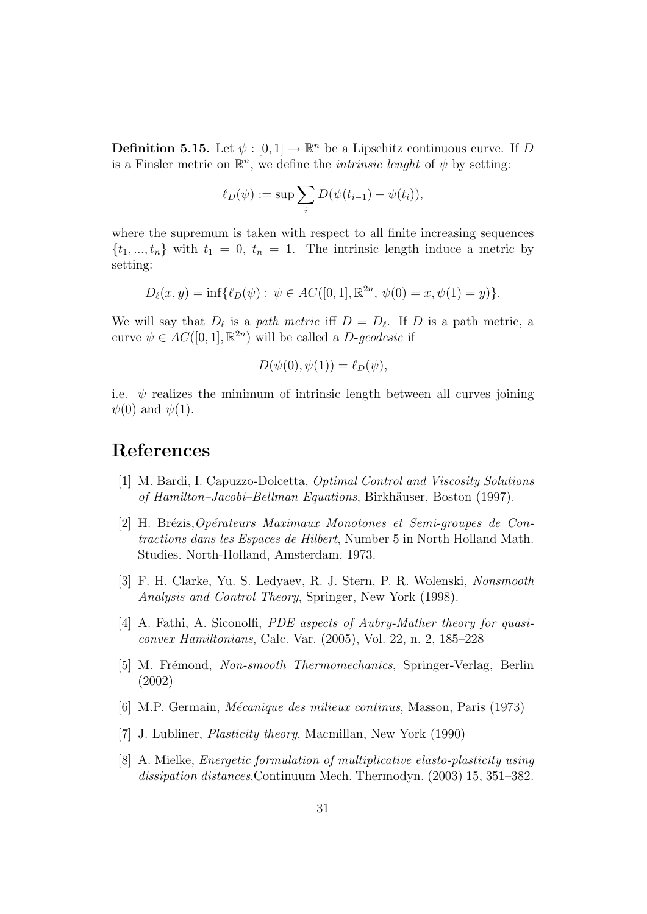**Definition 5.15.** Let $\psi : [0,1] \to \mathbb{R}^n$ be a Lipschitz continuous curve. If $D$ is a Finsler metric on $\mathbb{R}^n$, we define the *intrinsic lenght* of $\psi$ by setting:

$$\ell_D(\psi) := \sup \sum_i D(\psi(t_{i-1}) - \psi(t_i)),$$

where the supremum is taken with respect to all finite increasing sequences $\{t_1, ..., t_n\}$ with $t_1 = 0$, $t_n = 1$. The intrinsic length induce a metric by setting:

$$D_\ell(x,y) = \inf\{\ell_D(\psi) : \psi \in AC([0,1], \mathbb{R}^{2n}, \psi(0) = x, \psi(1) = y)\}.$$

We will say that $D_\ell$ is a *path metric* iff $D = D_\ell$. If $D$ is a path metric, a curve $\psi \in AC([0,1], \mathbb{R}^{2n})$ will be called a *D-geodesic* if

$$D(\psi(0), \psi(1)) = \ell_D(\psi),$$

i.e. $\psi$ realizes the minimum of intrinsic length between all curves joining $\psi(0)$ and $\psi(1)$.

# References

[1] M. Bardi, I. Capuzzo-Dolcetta, *Optimal Control and Viscosity Solutions of Hamilton–Jacobi–Bellman Equations*, Birkhäuser, Boston (1997).

[2] H. Brézis, *Opérateurs Maximaux Monotones et Semi-groupes de Contractions dans les Espaces de Hilbert*, Number 5 in North Holland Math. Studies. North-Holland, Amsterdam, 1973.

[3] F. H. Clarke, Yu. S. Ledyaev, R. J. Stern, P. R. Wolenski, *Nonsmooth Analysis and Control Theory*, Springer, New York (1998).

[4] A. Fathi, A. Siconolfi, *PDE aspects of Aubry-Mather theory for quasiconvex Hamiltonians*, Calc. Var. (2005), Vol. 22, n. 2, 185–228

[5] M. Frémond, *Non-smooth Thermomechanics*, Springer-Verlag, Berlin (2002)

[6] M.P. Germain, *Mécanique des milieux continus*, Masson, Paris (1973)

[7] J. Lubliner, *Plasticity theory*, Macmillan, New York (1990)

[8] A. Mielke, *Energetic formulation of multiplicative elasto-plasticity using dissipation distances*,Continuum Mech. Thermodyn. (2003) 15, 351–382.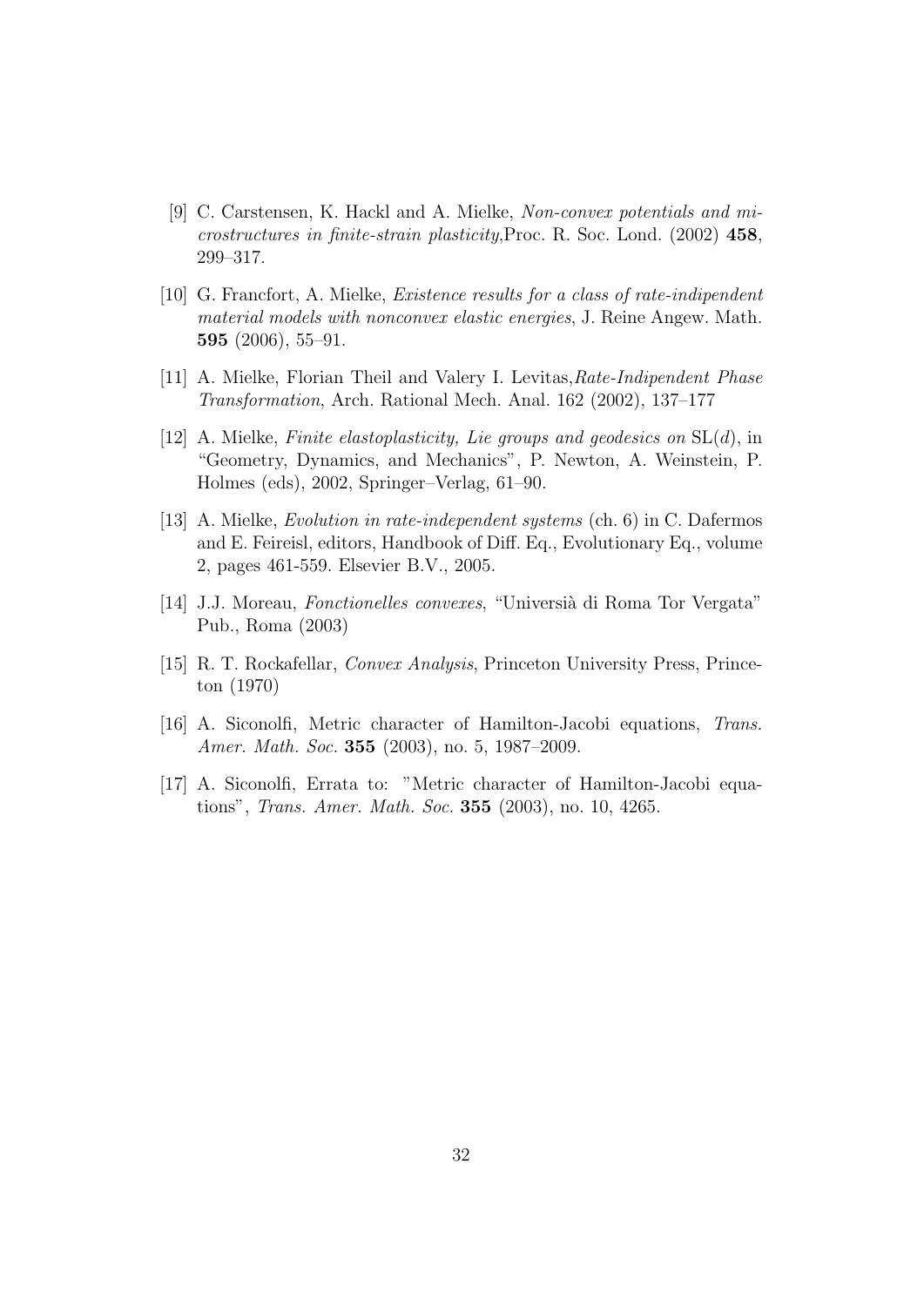[9] C. Carstensen, K. Hackl and A. Mielke, *Non-convex potentials and microstructures in finite-strain plasticity*,Proc. R. Soc. Lond. (2002) **458**, 299–317.

[10] G. Francfort, A. Mielke, *Existence results for a class of rate-indipendent material models with nonconvex elastic energies*, J. Reine Angew. Math. **595** (2006), 55–91.

[11] A. Mielke, Florian Theil and Valery I. Levitas,*Rate-Indipendent Phase Transformation*, Arch. Rational Mech. Anal. 162 (2002), 137–177

[12] A. Mielke, *Finite elastoplasticity, Lie groups and geodesics on* $\mathrm{SL}(d)$, in "Geometry, Dynamics, and Mechanics", P. Newton, A. Weinstein, P. Holmes (eds), 2002, Springer–Verlag, 61–90.

[13] A. Mielke, *Evolution in rate-independent systems* (ch. 6) in C. Dafermos and E. Feireisl, editors, Handbook of Diff. Eq., Evolutionary Eq., volume 2, pages 461-559. Elsevier B.V., 2005.

[14] J.J. Moreau, *Fonctionelles convexes*, "Università di Roma Tor Vergata" Pub., Roma (2003)

[15] R. T. Rockafellar, *Convex Analysis*, Princeton University Press, Princeton (1970)

[16] A. Siconolfi, Metric character of Hamilton-Jacobi equations, *Trans. Amer. Math. Soc.* **355** (2003), no. 5, 1987–2009.

[17] A. Siconolfi, Errata to: "Metric character of Hamilton-Jacobi equations", *Trans. Amer. Math. Soc.* **355** (2003), no. 10, 4265.